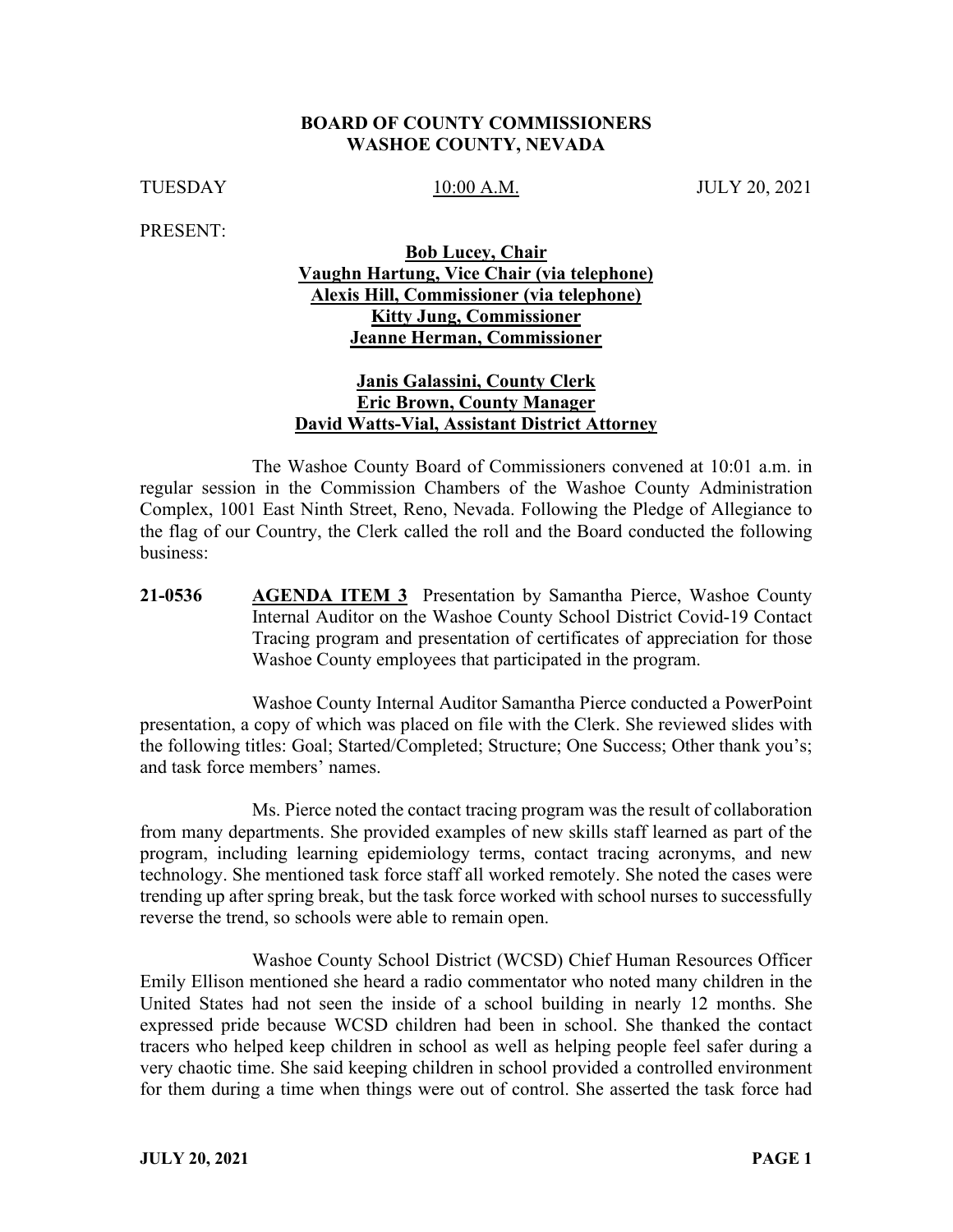**BOARD OF COUNTY COMMISSIONERS**
**WASHOE COUNTY, NEVADA**

TUESDAY 10:00 A.M. JULY 20, 2021

PRESENT:

**Bob Lucey, Chair**
**Vaughn Hartung, Vice Chair (via telephone)**
**Alexis Hill, Commissioner (via telephone)**
**Kitty Jung, Commissioner**
**Jeanne Herman, Commissioner**

**Janis Galassini, County Clerk**
**Eric Brown, County Manager**
**David Watts-Vial, Assistant District Attorney**

The Washoe County Board of Commissioners convened at 10:01 a.m. in regular session in the Commission Chambers of the Washoe County Administration Complex, 1001 East Ninth Street, Reno, Nevada. Following the Pledge of Allegiance to the flag of our Country, the Clerk called the roll and the Board conducted the following business:

**21-0536** **AGENDA ITEM 3** Presentation by Samantha Pierce, Washoe County Internal Auditor on the Washoe County School District Covid-19 Contact Tracing program and presentation of certificates of appreciation for those Washoe County employees that participated in the program.

Washoe County Internal Auditor Samantha Pierce conducted a PowerPoint presentation, a copy of which was placed on file with the Clerk. She reviewed slides with the following titles: Goal; Started/Completed; Structure; One Success; Other thank you's; and task force members' names.

Ms. Pierce noted the contact tracing program was the result of collaboration from many departments. She provided examples of new skills staff learned as part of the program, including learning epidemiology terms, contact tracing acronyms, and new technology. She mentioned task force staff all worked remotely. She noted the cases were trending up after spring break, but the task force worked with school nurses to successfully reverse the trend, so schools were able to remain open.

Washoe County School District (WCSD) Chief Human Resources Officer Emily Ellison mentioned she heard a radio commentator who noted many children in the United States had not seen the inside of a school building in nearly 12 months. She expressed pride because WCSD children had been in school. She thanked the contact tracers who helped keep children in school as well as helping people feel safer during a very chaotic time. She said keeping children in school provided a controlled environment for them during a time when things were out of control. She asserted the task force had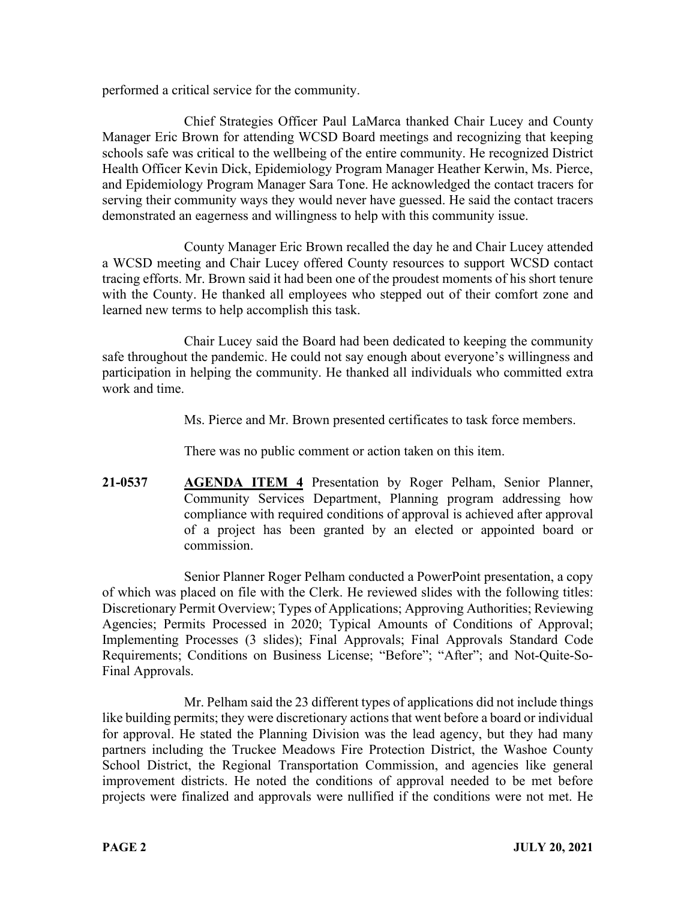performed a critical service for the community.

Chief Strategies Officer Paul LaMarca thanked Chair Lucey and County Manager Eric Brown for attending WCSD Board meetings and recognizing that keeping schools safe was critical to the wellbeing of the entire community. He recognized District Health Officer Kevin Dick, Epidemiology Program Manager Heather Kerwin, Ms. Pierce, and Epidemiology Program Manager Sara Tone. He acknowledged the contact tracers for serving their community ways they would never have guessed. He said the contact tracers demonstrated an eagerness and willingness to help with this community issue.

County Manager Eric Brown recalled the day he and Chair Lucey attended a WCSD meeting and Chair Lucey offered County resources to support WCSD contact tracing efforts. Mr. Brown said it had been one of the proudest moments of his short tenure with the County. He thanked all employees who stepped out of their comfort zone and learned new terms to help accomplish this task.

Chair Lucey said the Board had been dedicated to keeping the community safe throughout the pandemic. He could not say enough about everyone's willingness and participation in helping the community. He thanked all individuals who committed extra work and time.

Ms. Pierce and Mr. Brown presented certificates to task force members.

There was no public comment or action taken on this item.

**21-0537** **AGENDA ITEM 4** Presentation by Roger Pelham, Senior Planner, Community Services Department, Planning program addressing how compliance with required conditions of approval is achieved after approval of a project has been granted by an elected or appointed board or commission.

Senior Planner Roger Pelham conducted a PowerPoint presentation, a copy of which was placed on file with the Clerk. He reviewed slides with the following titles: Discretionary Permit Overview; Types of Applications; Approving Authorities; Reviewing Agencies; Permits Processed in 2020; Typical Amounts of Conditions of Approval; Implementing Processes (3 slides); Final Approvals; Final Approvals Standard Code Requirements; Conditions on Business License; "Before"; "After"; and Not-Quite-So-Final Approvals.

Mr. Pelham said the 23 different types of applications did not include things like building permits; they were discretionary actions that went before a board or individual for approval. He stated the Planning Division was the lead agency, but they had many partners including the Truckee Meadows Fire Protection District, the Washoe County School District, the Regional Transportation Commission, and agencies like general improvement districts. He noted the conditions of approval needed to be met before projects were finalized and approvals were nullified if the conditions were not met. He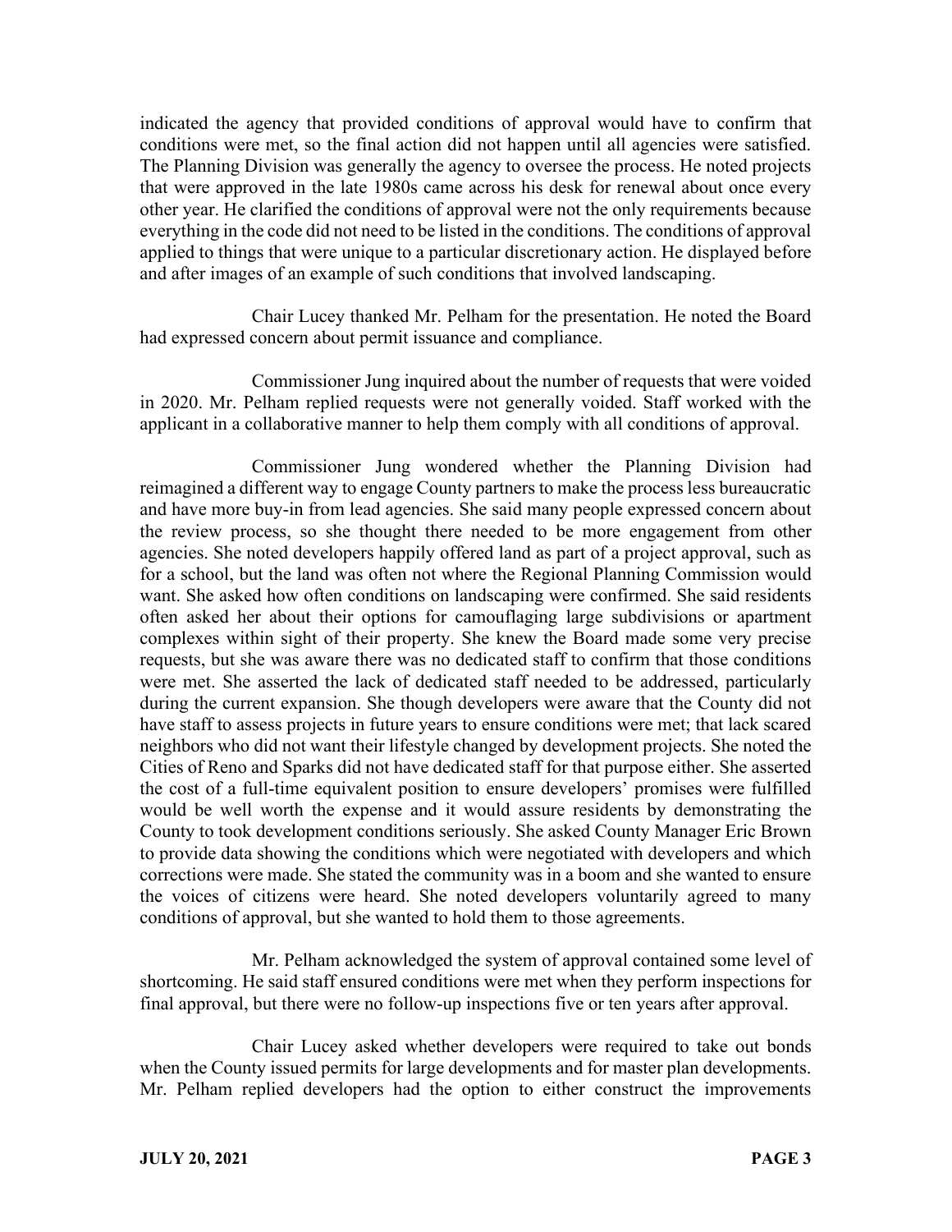indicated the agency that provided conditions of approval would have to confirm that conditions were met, so the final action did not happen until all agencies were satisfied. The Planning Division was generally the agency to oversee the process. He noted projects that were approved in the late 1980s came across his desk for renewal about once every other year. He clarified the conditions of approval were not the only requirements because everything in the code did not need to be listed in the conditions. The conditions of approval applied to things that were unique to a particular discretionary action. He displayed before and after images of an example of such conditions that involved landscaping.

Chair Lucey thanked Mr. Pelham for the presentation. He noted the Board had expressed concern about permit issuance and compliance.

Commissioner Jung inquired about the number of requests that were voided in 2020. Mr. Pelham replied requests were not generally voided. Staff worked with the applicant in a collaborative manner to help them comply with all conditions of approval.

Commissioner Jung wondered whether the Planning Division had reimagined a different way to engage County partners to make the process less bureaucratic and have more buy-in from lead agencies. She said many people expressed concern about the review process, so she thought there needed to be more engagement from other agencies. She noted developers happily offered land as part of a project approval, such as for a school, but the land was often not where the Regional Planning Commission would want. She asked how often conditions on landscaping were confirmed. She said residents often asked her about their options for camouflaging large subdivisions or apartment complexes within sight of their property. She knew the Board made some very precise requests, but she was aware there was no dedicated staff to confirm that those conditions were met. She asserted the lack of dedicated staff needed to be addressed, particularly during the current expansion. She though developers were aware that the County did not have staff to assess projects in future years to ensure conditions were met; that lack scared neighbors who did not want their lifestyle changed by development projects. She noted the Cities of Reno and Sparks did not have dedicated staff for that purpose either. She asserted the cost of a full-time equivalent position to ensure developers' promises were fulfilled would be well worth the expense and it would assure residents by demonstrating the County to took development conditions seriously. She asked County Manager Eric Brown to provide data showing the conditions which were negotiated with developers and which corrections were made. She stated the community was in a boom and she wanted to ensure the voices of citizens were heard. She noted developers voluntarily agreed to many conditions of approval, but she wanted to hold them to those agreements.

Mr. Pelham acknowledged the system of approval contained some level of shortcoming. He said staff ensured conditions were met when they perform inspections for final approval, but there were no follow-up inspections five or ten years after approval.

Chair Lucey asked whether developers were required to take out bonds when the County issued permits for large developments and for master plan developments. Mr. Pelham replied developers had the option to either construct the improvements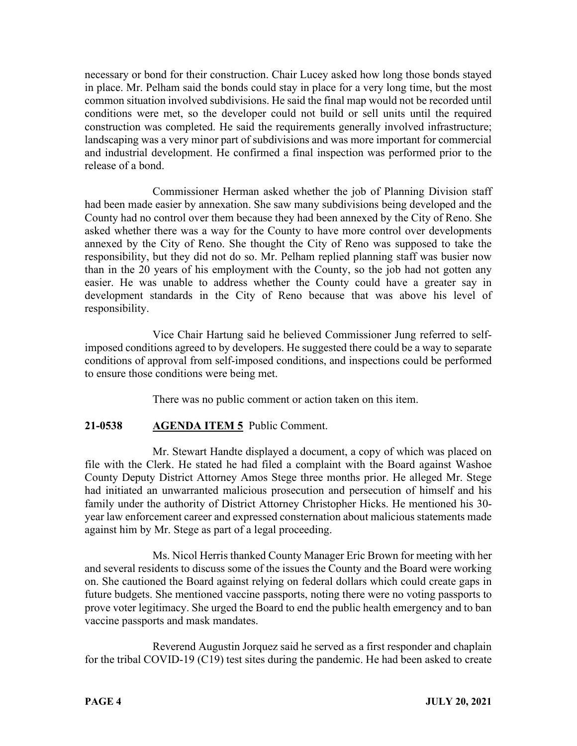necessary or bond for their construction. Chair Lucey asked how long those bonds stayed in place. Mr. Pelham said the bonds could stay in place for a very long time, but the most common situation involved subdivisions. He said the final map would not be recorded until conditions were met, so the developer could not build or sell units until the required construction was completed. He said the requirements generally involved infrastructure; landscaping was a very minor part of subdivisions and was more important for commercial and industrial development. He confirmed a final inspection was performed prior to the release of a bond.

Commissioner Herman asked whether the job of Planning Division staff had been made easier by annexation. She saw many subdivisions being developed and the County had no control over them because they had been annexed by the City of Reno. She asked whether there was a way for the County to have more control over developments annexed by the City of Reno. She thought the City of Reno was supposed to take the responsibility, but they did not do so. Mr. Pelham replied planning staff was busier now than in the 20 years of his employment with the County, so the job had not gotten any easier. He was unable to address whether the County could have a greater say in development standards in the City of Reno because that was above his level of responsibility.

Vice Chair Hartung said he believed Commissioner Jung referred to self-imposed conditions agreed to by developers. He suggested there could be a way to separate conditions of approval from self-imposed conditions, and inspections could be performed to ensure those conditions were being met.

There was no public comment or action taken on this item.

**21-0538 AGENDA ITEM 5** Public Comment.

Mr. Stewart Handte displayed a document, a copy of which was placed on file with the Clerk. He stated he had filed a complaint with the Board against Washoe County Deputy District Attorney Amos Stege three months prior. He alleged Mr. Stege had initiated an unwarranted malicious prosecution and persecution of himself and his family under the authority of District Attorney Christopher Hicks. He mentioned his 30-year law enforcement career and expressed consternation about malicious statements made against him by Mr. Stege as part of a legal proceeding.

Ms. Nicol Herris thanked County Manager Eric Brown for meeting with her and several residents to discuss some of the issues the County and the Board were working on. She cautioned the Board against relying on federal dollars which could create gaps in future budgets. She mentioned vaccine passports, noting there were no voting passports to prove voter legitimacy. She urged the Board to end the public health emergency and to ban vaccine passports and mask mandates.

Reverend Augustin Jorquez said he served as a first responder and chaplain for the tribal COVID-19 (C19) test sites during the pandemic. He had been asked to create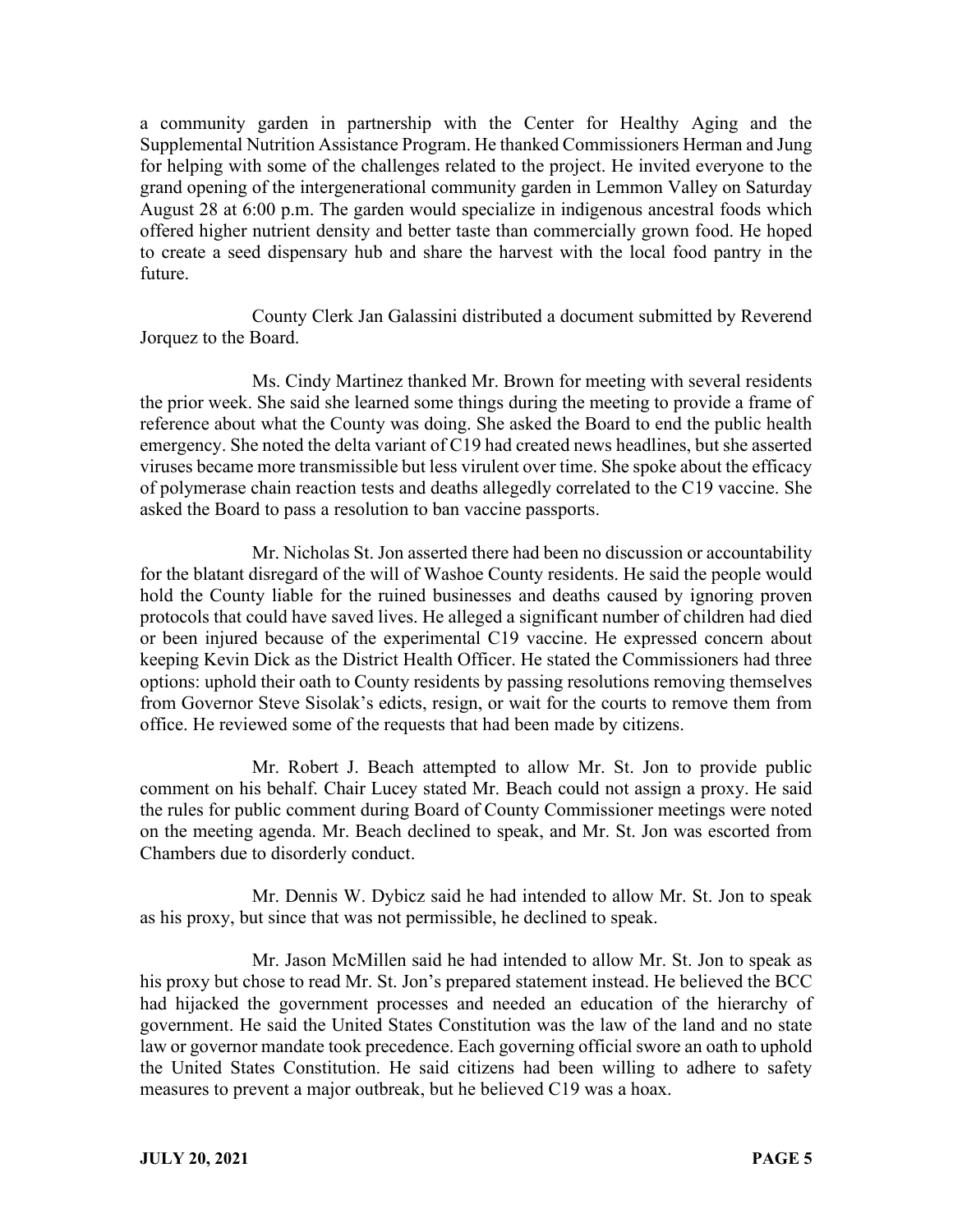a community garden in partnership with the Center for Healthy Aging and the Supplemental Nutrition Assistance Program. He thanked Commissioners Herman and Jung for helping with some of the challenges related to the project. He invited everyone to the grand opening of the intergenerational community garden in Lemmon Valley on Saturday August 28 at 6:00 p.m. The garden would specialize in indigenous ancestral foods which offered higher nutrient density and better taste than commercially grown food. He hoped to create a seed dispensary hub and share the harvest with the local food pantry in the future.

County Clerk Jan Galassini distributed a document submitted by Reverend Jorquez to the Board.

Ms. Cindy Martinez thanked Mr. Brown for meeting with several residents the prior week. She said she learned some things during the meeting to provide a frame of reference about what the County was doing. She asked the Board to end the public health emergency. She noted the delta variant of C19 had created news headlines, but she asserted viruses became more transmissible but less virulent over time. She spoke about the efficacy of polymerase chain reaction tests and deaths allegedly correlated to the C19 vaccine. She asked the Board to pass a resolution to ban vaccine passports.

Mr. Nicholas St. Jon asserted there had been no discussion or accountability for the blatant disregard of the will of Washoe County residents. He said the people would hold the County liable for the ruined businesses and deaths caused by ignoring proven protocols that could have saved lives. He alleged a significant number of children had died or been injured because of the experimental C19 vaccine. He expressed concern about keeping Kevin Dick as the District Health Officer. He stated the Commissioners had three options: uphold their oath to County residents by passing resolutions removing themselves from Governor Steve Sisolak's edicts, resign, or wait for the courts to remove them from office. He reviewed some of the requests that had been made by citizens.

Mr. Robert J. Beach attempted to allow Mr. St. Jon to provide public comment on his behalf. Chair Lucey stated Mr. Beach could not assign a proxy. He said the rules for public comment during Board of County Commissioner meetings were noted on the meeting agenda. Mr. Beach declined to speak, and Mr. St. Jon was escorted from Chambers due to disorderly conduct.

Mr. Dennis W. Dybicz said he had intended to allow Mr. St. Jon to speak as his proxy, but since that was not permissible, he declined to speak.

Mr. Jason McMillen said he had intended to allow Mr. St. Jon to speak as his proxy but chose to read Mr. St. Jon's prepared statement instead. He believed the BCC had hijacked the government processes and needed an education of the hierarchy of government. He said the United States Constitution was the law of the land and no state law or governor mandate took precedence. Each governing official swore an oath to uphold the United States Constitution. He said citizens had been willing to adhere to safety measures to prevent a major outbreak, but he believed C19 was a hoax.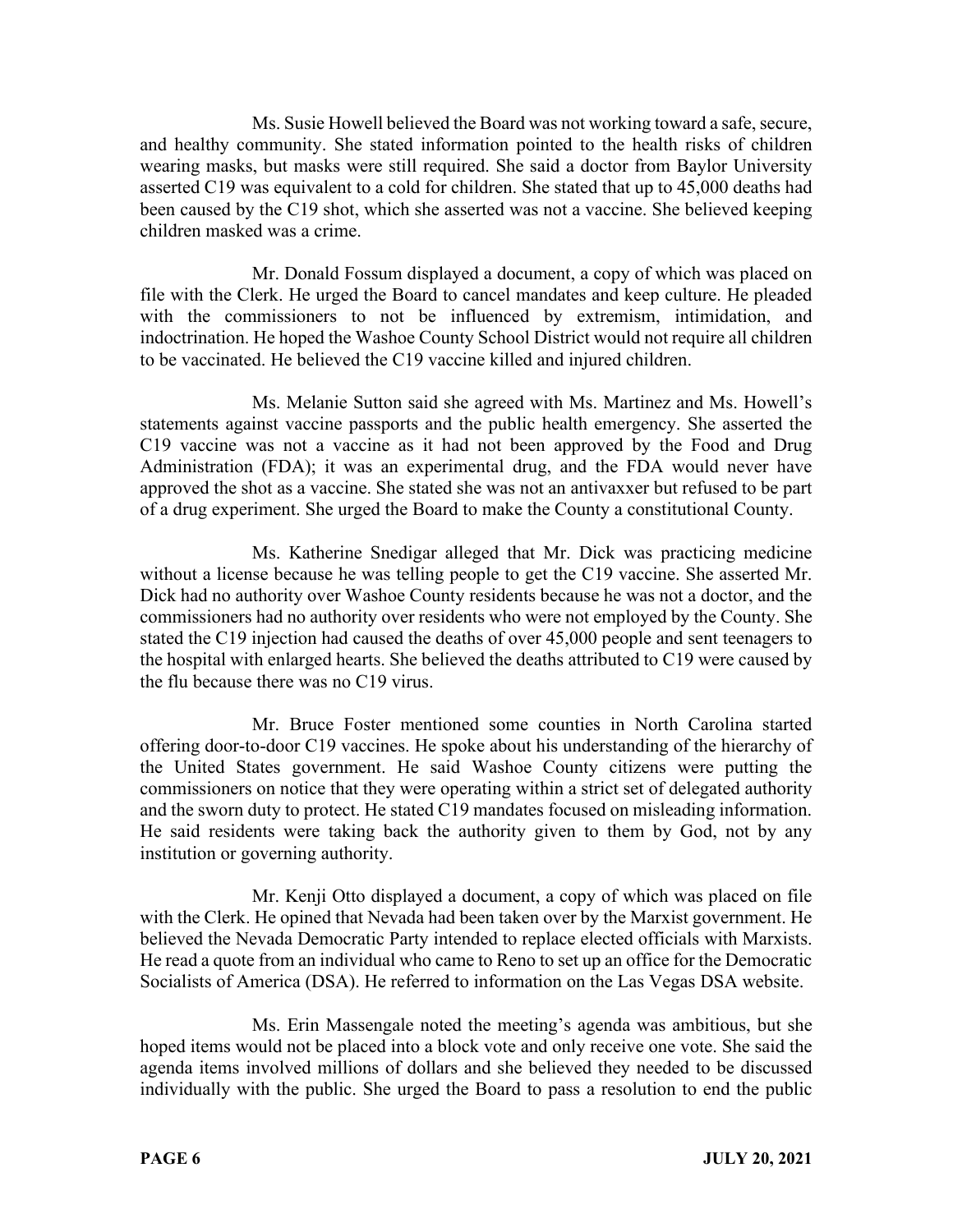Ms. Susie Howell believed the Board was not working toward a safe, secure, and healthy community. She stated information pointed to the health risks of children wearing masks, but masks were still required. She said a doctor from Baylor University asserted C19 was equivalent to a cold for children. She stated that up to 45,000 deaths had been caused by the C19 shot, which she asserted was not a vaccine. She believed keeping children masked was a crime.

Mr. Donald Fossum displayed a document, a copy of which was placed on file with the Clerk. He urged the Board to cancel mandates and keep culture. He pleaded with the commissioners to not be influenced by extremism, intimidation, and indoctrination. He hoped the Washoe County School District would not require all children to be vaccinated. He believed the C19 vaccine killed and injured children.

Ms. Melanie Sutton said she agreed with Ms. Martinez and Ms. Howell's statements against vaccine passports and the public health emergency. She asserted the C19 vaccine was not a vaccine as it had not been approved by the Food and Drug Administration (FDA); it was an experimental drug, and the FDA would never have approved the shot as a vaccine. She stated she was not an antivaxxer but refused to be part of a drug experiment. She urged the Board to make the County a constitutional County.

Ms. Katherine Snedigar alleged that Mr. Dick was practicing medicine without a license because he was telling people to get the C19 vaccine. She asserted Mr. Dick had no authority over Washoe County residents because he was not a doctor, and the commissioners had no authority over residents who were not employed by the County. She stated the C19 injection had caused the deaths of over 45,000 people and sent teenagers to the hospital with enlarged hearts. She believed the deaths attributed to C19 were caused by the flu because there was no C19 virus.

Mr. Bruce Foster mentioned some counties in North Carolina started offering door-to-door C19 vaccines. He spoke about his understanding of the hierarchy of the United States government. He said Washoe County citizens were putting the commissioners on notice that they were operating within a strict set of delegated authority and the sworn duty to protect. He stated C19 mandates focused on misleading information. He said residents were taking back the authority given to them by God, not by any institution or governing authority.

Mr. Kenji Otto displayed a document, a copy of which was placed on file with the Clerk. He opined that Nevada had been taken over by the Marxist government. He believed the Nevada Democratic Party intended to replace elected officials with Marxists. He read a quote from an individual who came to Reno to set up an office for the Democratic Socialists of America (DSA). He referred to information on the Las Vegas DSA website.

Ms. Erin Massengale noted the meeting's agenda was ambitious, but she hoped items would not be placed into a block vote and only receive one vote. She said the agenda items involved millions of dollars and she believed they needed to be discussed individually with the public. She urged the Board to pass a resolution to end the public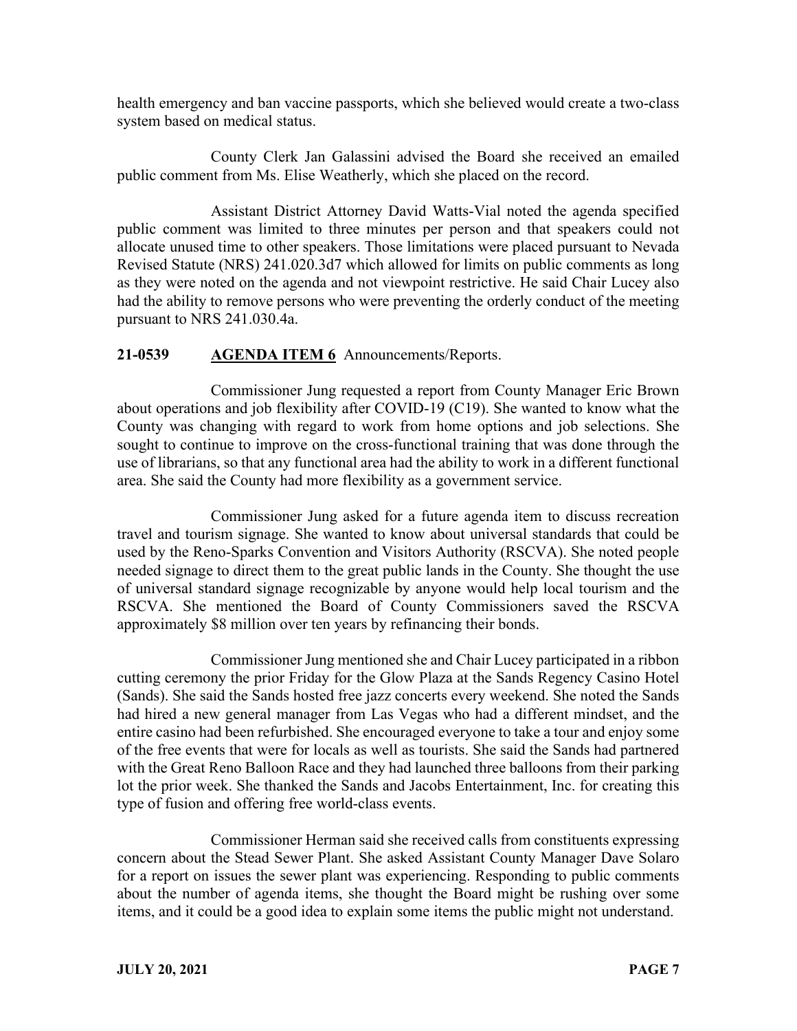health emergency and ban vaccine passports, which she believed would create a two-class system based on medical status.

County Clerk Jan Galassini advised the Board she received an emailed public comment from Ms. Elise Weatherly, which she placed on the record.

Assistant District Attorney David Watts-Vial noted the agenda specified public comment was limited to three minutes per person and that speakers could not allocate unused time to other speakers. Those limitations were placed pursuant to Nevada Revised Statute (NRS) 241.020.3d7 which allowed for limits on public comments as long as they were noted on the agenda and not viewpoint restrictive. He said Chair Lucey also had the ability to remove persons who were preventing the orderly conduct of the meeting pursuant to NRS 241.030.4a.

**21-0539 AGENDA ITEM 6** Announcements/Reports.

Commissioner Jung requested a report from County Manager Eric Brown about operations and job flexibility after COVID-19 (C19). She wanted to know what the County was changing with regard to work from home options and job selections. She sought to continue to improve on the cross-functional training that was done through the use of librarians, so that any functional area had the ability to work in a different functional area. She said the County had more flexibility as a government service.

Commissioner Jung asked for a future agenda item to discuss recreation travel and tourism signage. She wanted to know about universal standards that could be used by the Reno-Sparks Convention and Visitors Authority (RSCVA). She noted people needed signage to direct them to the great public lands in the County. She thought the use of universal standard signage recognizable by anyone would help local tourism and the RSCVA. She mentioned the Board of County Commissioners saved the RSCVA approximately $8 million over ten years by refinancing their bonds.

Commissioner Jung mentioned she and Chair Lucey participated in a ribbon cutting ceremony the prior Friday for the Glow Plaza at the Sands Regency Casino Hotel (Sands). She said the Sands hosted free jazz concerts every weekend. She noted the Sands had hired a new general manager from Las Vegas who had a different mindset, and the entire casino had been refurbished. She encouraged everyone to take a tour and enjoy some of the free events that were for locals as well as tourists. She said the Sands had partnered with the Great Reno Balloon Race and they had launched three balloons from their parking lot the prior week. She thanked the Sands and Jacobs Entertainment, Inc. for creating this type of fusion and offering free world-class events.

Commissioner Herman said she received calls from constituents expressing concern about the Stead Sewer Plant. She asked Assistant County Manager Dave Solaro for a report on issues the sewer plant was experiencing. Responding to public comments about the number of agenda items, she thought the Board might be rushing over some items, and it could be a good idea to explain some items the public might not understand.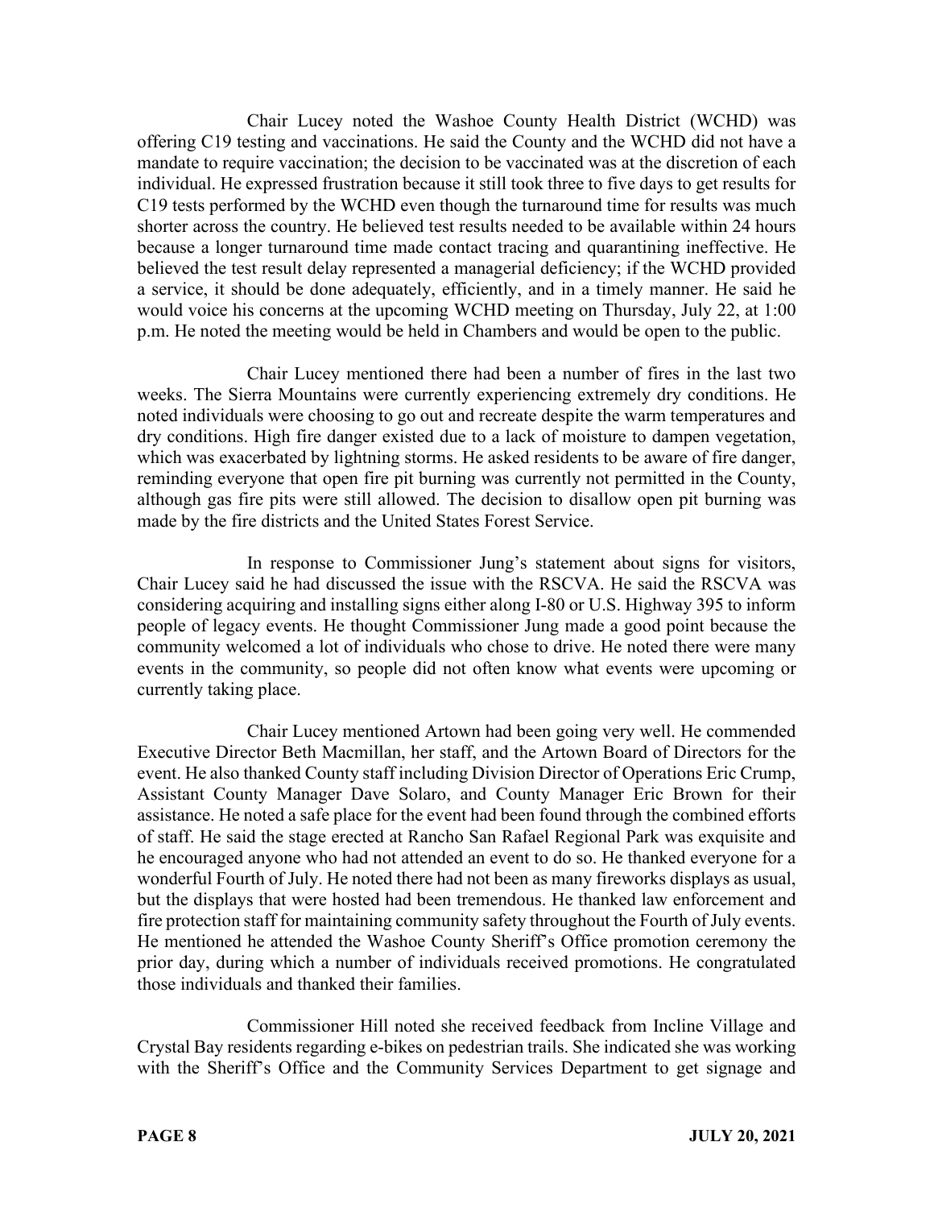Chair Lucey noted the Washoe County Health District (WCHD) was offering C19 testing and vaccinations. He said the County and the WCHD did not have a mandate to require vaccination; the decision to be vaccinated was at the discretion of each individual. He expressed frustration because it still took three to five days to get results for C19 tests performed by the WCHD even though the turnaround time for results was much shorter across the country. He believed test results needed to be available within 24 hours because a longer turnaround time made contact tracing and quarantining ineffective. He believed the test result delay represented a managerial deficiency; if the WCHD provided a service, it should be done adequately, efficiently, and in a timely manner. He said he would voice his concerns at the upcoming WCHD meeting on Thursday, July 22, at 1:00 p.m. He noted the meeting would be held in Chambers and would be open to the public.

Chair Lucey mentioned there had been a number of fires in the last two weeks. The Sierra Mountains were currently experiencing extremely dry conditions. He noted individuals were choosing to go out and recreate despite the warm temperatures and dry conditions. High fire danger existed due to a lack of moisture to dampen vegetation, which was exacerbated by lightning storms. He asked residents to be aware of fire danger, reminding everyone that open fire pit burning was currently not permitted in the County, although gas fire pits were still allowed. The decision to disallow open pit burning was made by the fire districts and the United States Forest Service.

In response to Commissioner Jung's statement about signs for visitors, Chair Lucey said he had discussed the issue with the RSCVA. He said the RSCVA was considering acquiring and installing signs either along I-80 or U.S. Highway 395 to inform people of legacy events. He thought Commissioner Jung made a good point because the community welcomed a lot of individuals who chose to drive. He noted there were many events in the community, so people did not often know what events were upcoming or currently taking place.

Chair Lucey mentioned Artown had been going very well. He commended Executive Director Beth Macmillan, her staff, and the Artown Board of Directors for the event. He also thanked County staff including Division Director of Operations Eric Crump, Assistant County Manager Dave Solaro, and County Manager Eric Brown for their assistance. He noted a safe place for the event had been found through the combined efforts of staff. He said the stage erected at Rancho San Rafael Regional Park was exquisite and he encouraged anyone who had not attended an event to do so. He thanked everyone for a wonderful Fourth of July. He noted there had not been as many fireworks displays as usual, but the displays that were hosted had been tremendous. He thanked law enforcement and fire protection staff for maintaining community safety throughout the Fourth of July events. He mentioned he attended the Washoe County Sheriff's Office promotion ceremony the prior day, during which a number of individuals received promotions. He congratulated those individuals and thanked their families.

Commissioner Hill noted she received feedback from Incline Village and Crystal Bay residents regarding e-bikes on pedestrian trails. She indicated she was working with the Sheriff's Office and the Community Services Department to get signage and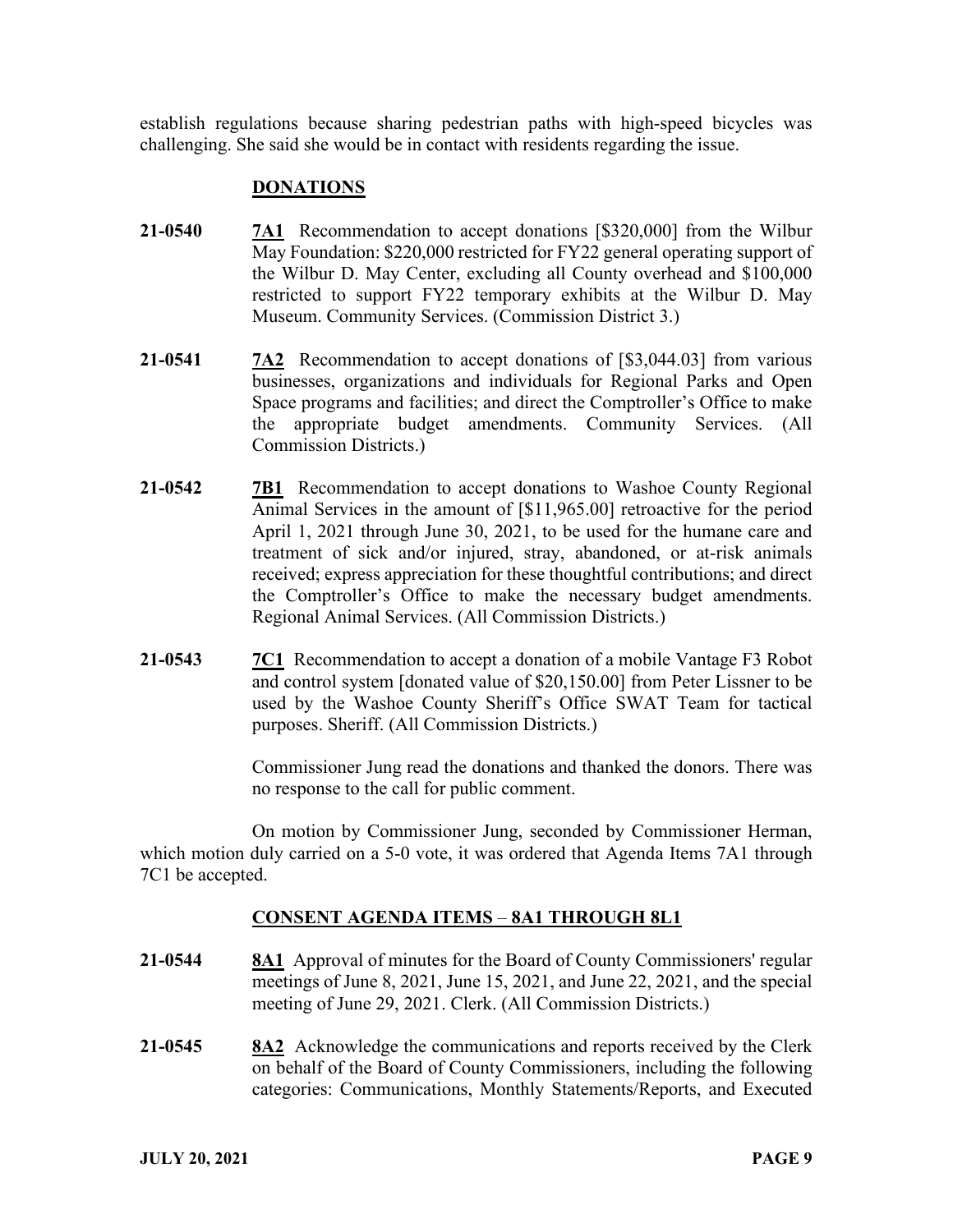establish regulations because sharing pedestrian paths with high-speed bicycles was challenging. She said she would be in contact with residents regarding the issue.

## DONATIONS

**21-0540** **7A1** Recommendation to accept donations [$320,000] from the Wilbur May Foundation: $220,000 restricted for FY22 general operating support of the Wilbur D. May Center, excluding all County overhead and $100,000 restricted to support FY22 temporary exhibits at the Wilbur D. May Museum. Community Services. (Commission District 3.)

**21-0541** **7A2** Recommendation to accept donations of [$3,044.03] from various businesses, organizations and individuals for Regional Parks and Open Space programs and facilities; and direct the Comptroller's Office to make the appropriate budget amendments. Community Services. (All Commission Districts.)

**21-0542** **7B1** Recommendation to accept donations to Washoe County Regional Animal Services in the amount of [$11,965.00] retroactive for the period April 1, 2021 through June 30, 2021, to be used for the humane care and treatment of sick and/or injured, stray, abandoned, or at-risk animals received; express appreciation for these thoughtful contributions; and direct the Comptroller's Office to make the necessary budget amendments. Regional Animal Services. (All Commission Districts.)

**21-0543** **7C1** Recommendation to accept a donation of a mobile Vantage F3 Robot and control system [donated value of $20,150.00] from Peter Lissner to be used by the Washoe County Sheriff's Office SWAT Team for tactical purposes. Sheriff. (All Commission Districts.)

Commissioner Jung read the donations and thanked the donors. There was no response to the call for public comment.

On motion by Commissioner Jung, seconded by Commissioner Herman, which motion duly carried on a 5-0 vote, it was ordered that Agenda Items 7A1 through 7C1 be accepted.

## CONSENT AGENDA ITEMS – 8A1 THROUGH 8L1

**21-0544** **8A1** Approval of minutes for the Board of County Commissioners' regular meetings of June 8, 2021, June 15, 2021, and June 22, 2021, and the special meeting of June 29, 2021. Clerk. (All Commission Districts.)

**21-0545** **8A2** Acknowledge the communications and reports received by the Clerk on behalf of the Board of County Commissioners, including the following categories: Communications, Monthly Statements/Reports, and Executed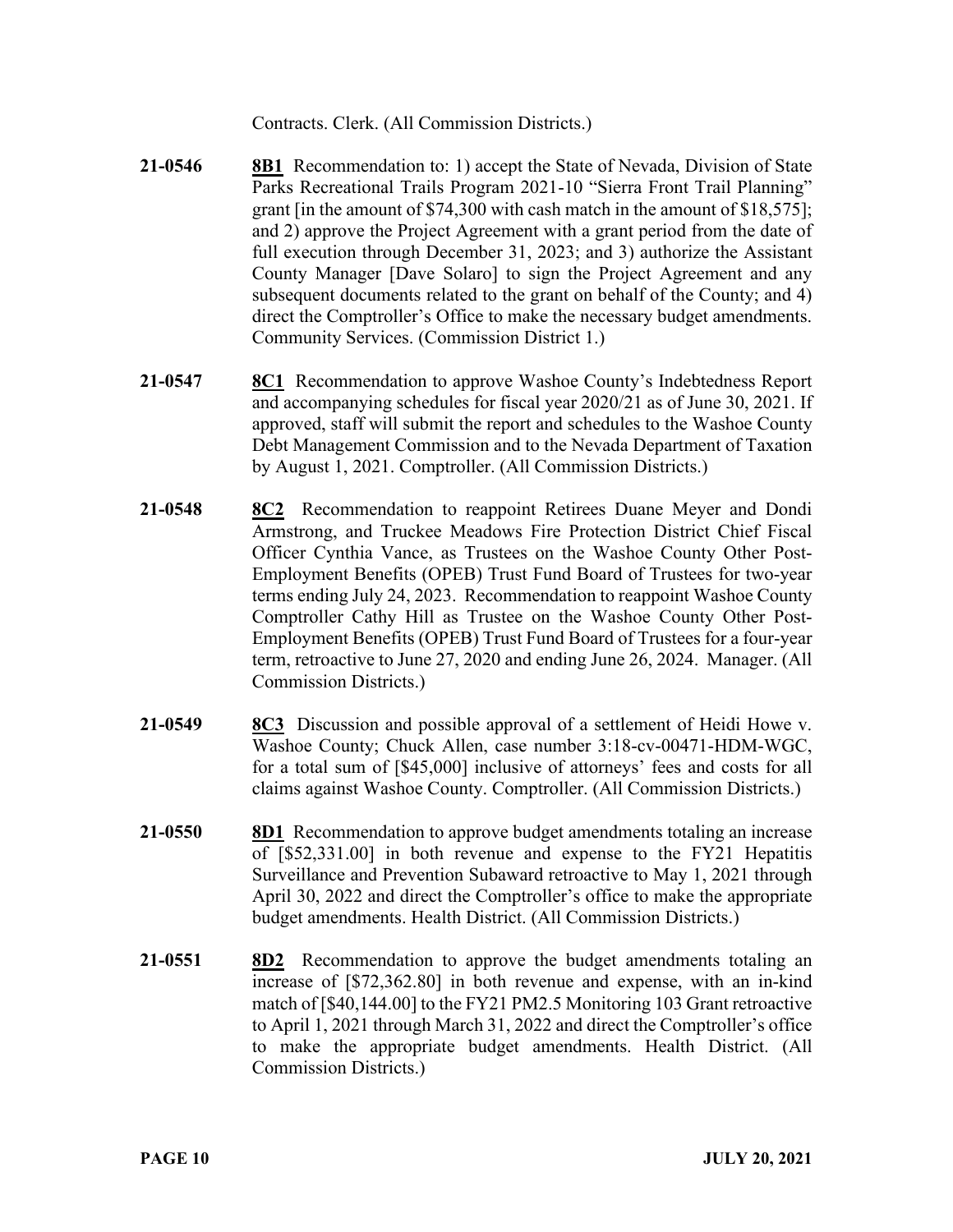Contracts. Clerk. (All Commission Districts.)

**21-0546** **8B1** Recommendation to: 1) accept the State of Nevada, Division of State Parks Recreational Trails Program 2021-10 "Sierra Front Trail Planning" grant [in the amount of $74,300 with cash match in the amount of $18,575]; and 2) approve the Project Agreement with a grant period from the date of full execution through December 31, 2023; and 3) authorize the Assistant County Manager [Dave Solaro] to sign the Project Agreement and any subsequent documents related to the grant on behalf of the County; and 4) direct the Comptroller's Office to make the necessary budget amendments. Community Services. (Commission District 1.)

**21-0547** **8C1** Recommendation to approve Washoe County's Indebtedness Report and accompanying schedules for fiscal year 2020/21 as of June 30, 2021. If approved, staff will submit the report and schedules to the Washoe County Debt Management Commission and to the Nevada Department of Taxation by August 1, 2021. Comptroller. (All Commission Districts.)

**21-0548** **8C2** Recommendation to reappoint Retirees Duane Meyer and Dondi Armstrong, and Truckee Meadows Fire Protection District Chief Fiscal Officer Cynthia Vance, as Trustees on the Washoe County Other Post-Employment Benefits (OPEB) Trust Fund Board of Trustees for two-year terms ending July 24, 2023. Recommendation to reappoint Washoe County Comptroller Cathy Hill as Trustee on the Washoe County Other Post-Employment Benefits (OPEB) Trust Fund Board of Trustees for a four-year term, retroactive to June 27, 2020 and ending June 26, 2024. Manager. (All Commission Districts.)

**21-0549** **8C3** Discussion and possible approval of a settlement of Heidi Howe v. Washoe County; Chuck Allen, case number 3:18-cv-00471-HDM-WGC, for a total sum of [$45,000] inclusive of attorneys' fees and costs for all claims against Washoe County. Comptroller. (All Commission Districts.)

**21-0550** **8D1** Recommendation to approve budget amendments totaling an increase of [$52,331.00] in both revenue and expense to the FY21 Hepatitis Surveillance and Prevention Subaward retroactive to May 1, 2021 through April 30, 2022 and direct the Comptroller's office to make the appropriate budget amendments. Health District. (All Commission Districts.)

**21-0551** **8D2** Recommendation to approve the budget amendments totaling an increase of [$72,362.80] in both revenue and expense, with an in-kind match of [$40,144.00] to the FY21 PM2.5 Monitoring 103 Grant retroactive to April 1, 2021 through March 31, 2022 and direct the Comptroller's office to make the appropriate budget amendments. Health District. (All Commission Districts.)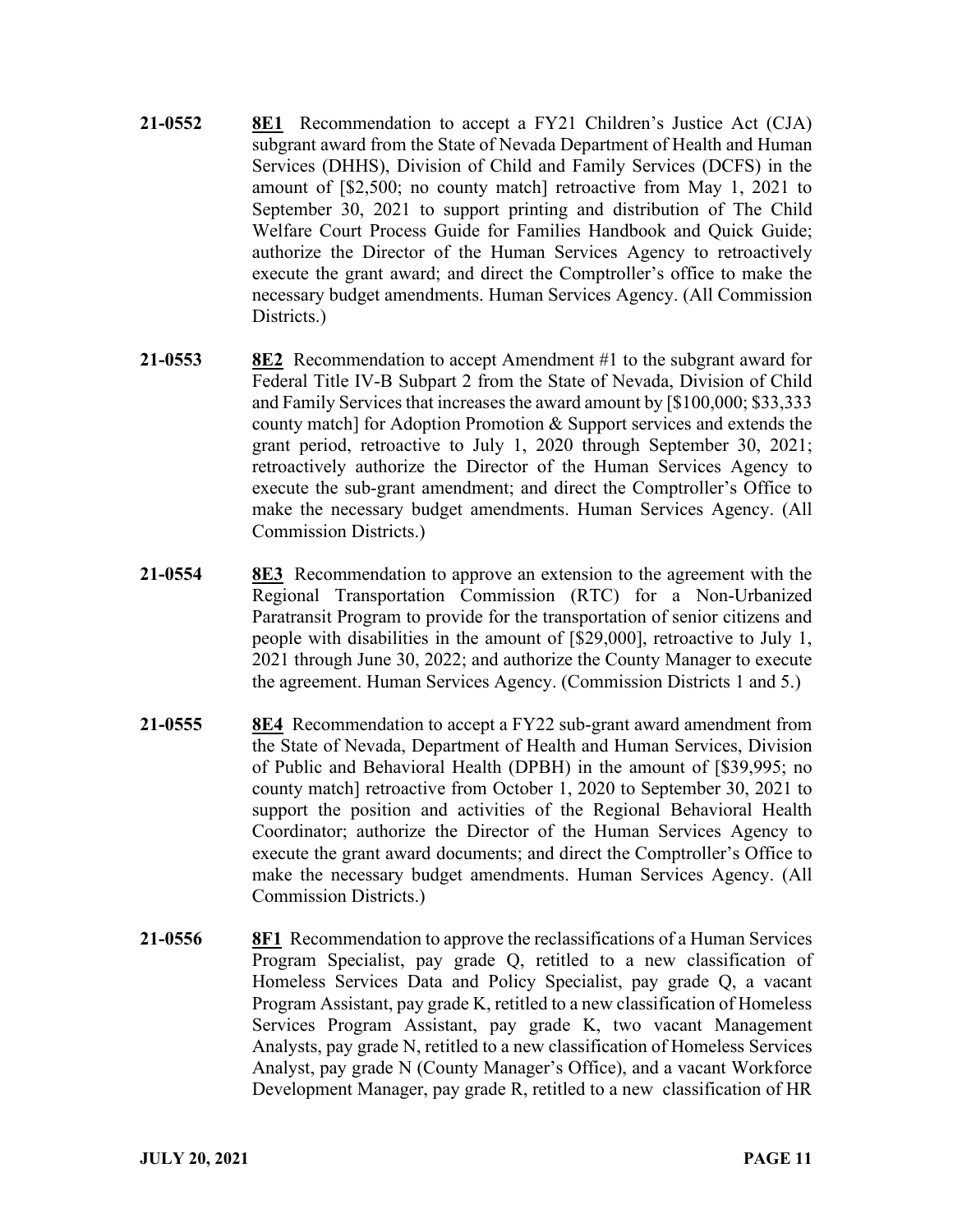21-0552 **8E1** Recommendation to accept a FY21 Children's Justice Act (CJA) subgrant award from the State of Nevada Department of Health and Human Services (DHHS), Division of Child and Family Services (DCFS) in the amount of [$2,500; no county match] retroactive from May 1, 2021 to September 30, 2021 to support printing and distribution of The Child Welfare Court Process Guide for Families Handbook and Quick Guide; authorize the Director of the Human Services Agency to retroactively execute the grant award; and direct the Comptroller's office to make the necessary budget amendments. Human Services Agency. (All Commission Districts.)

21-0553 **8E2** Recommendation to accept Amendment #1 to the subgrant award for Federal Title IV-B Subpart 2 from the State of Nevada, Division of Child and Family Services that increases the award amount by [$100,000; $33,333 county match] for Adoption Promotion & Support services and extends the grant period, retroactive to July 1, 2020 through September 30, 2021; retroactively authorize the Director of the Human Services Agency to execute the sub-grant amendment; and direct the Comptroller's Office to make the necessary budget amendments. Human Services Agency. (All Commission Districts.)

21-0554 **8E3** Recommendation to approve an extension to the agreement with the Regional Transportation Commission (RTC) for a Non-Urbanized Paratransit Program to provide for the transportation of senior citizens and people with disabilities in the amount of [$29,000], retroactive to July 1, 2021 through June 30, 2022; and authorize the County Manager to execute the agreement. Human Services Agency. (Commission Districts 1 and 5.)

21-0555 **8E4** Recommendation to accept a FY22 sub-grant award amendment from the State of Nevada, Department of Health and Human Services, Division of Public and Behavioral Health (DPBH) in the amount of [$39,995; no county match] retroactive from October 1, 2020 to September 30, 2021 to support the position and activities of the Regional Behavioral Health Coordinator; authorize the Director of the Human Services Agency to execute the grant award documents; and direct the Comptroller's Office to make the necessary budget amendments. Human Services Agency. (All Commission Districts.)

21-0556 **8F1** Recommendation to approve the reclassifications of a Human Services Program Specialist, pay grade Q, retitled to a new classification of Homeless Services Data and Policy Specialist, pay grade Q, a vacant Program Assistant, pay grade K, retitled to a new classification of Homeless Services Program Assistant, pay grade K, two vacant Management Analysts, pay grade N, retitled to a new classification of Homeless Services Analyst, pay grade N (County Manager's Office), and a vacant Workforce Development Manager, pay grade R, retitled to a new classification of HR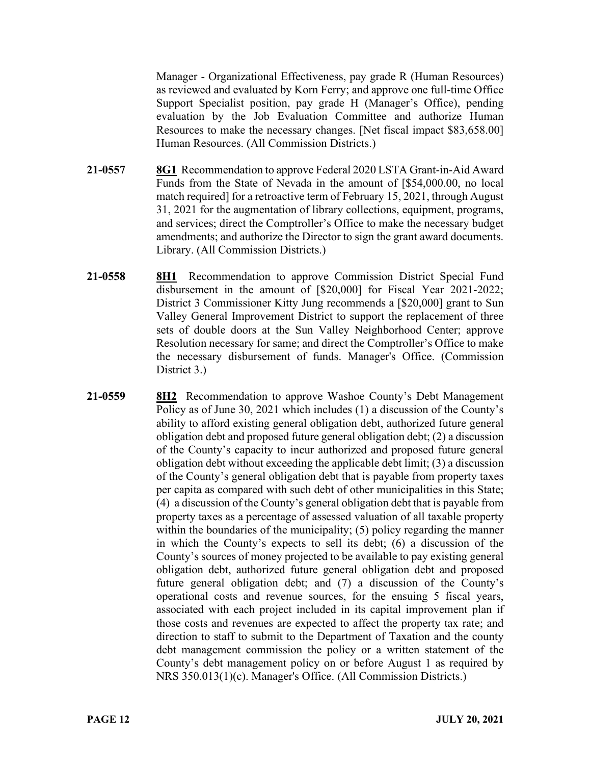Manager - Organizational Effectiveness, pay grade R (Human Resources) as reviewed and evaluated by Korn Ferry; and approve one full-time Office Support Specialist position, pay grade H (Manager's Office), pending evaluation by the Job Evaluation Committee and authorize Human Resources to make the necessary changes. [Net fiscal impact $83,658.00] Human Resources. (All Commission Districts.)

**21-0557** **8G1** Recommendation to approve Federal 2020 LSTA Grant-in-Aid Award Funds from the State of Nevada in the amount of [$54,000.00, no local match required] for a retroactive term of February 15, 2021, through August 31, 2021 for the augmentation of library collections, equipment, programs, and services; direct the Comptroller's Office to make the necessary budget amendments; and authorize the Director to sign the grant award documents. Library. (All Commission Districts.)

**21-0558** **8H1** Recommendation to approve Commission District Special Fund disbursement in the amount of [$20,000] for Fiscal Year 2021-2022; District 3 Commissioner Kitty Jung recommends a [$20,000] grant to Sun Valley General Improvement District to support the replacement of three sets of double doors at the Sun Valley Neighborhood Center; approve Resolution necessary for same; and direct the Comptroller's Office to make the necessary disbursement of funds. Manager's Office. (Commission District 3.)

**21-0559** **8H2** Recommendation to approve Washoe County's Debt Management Policy as of June 30, 2021 which includes (1) a discussion of the County's ability to afford existing general obligation debt, authorized future general obligation debt and proposed future general obligation debt; (2) a discussion of the County's capacity to incur authorized and proposed future general obligation debt without exceeding the applicable debt limit; (3) a discussion of the County's general obligation debt that is payable from property taxes per capita as compared with such debt of other municipalities in this State; (4) a discussion of the County's general obligation debt that is payable from property taxes as a percentage of assessed valuation of all taxable property within the boundaries of the municipality; (5) policy regarding the manner in which the County's expects to sell its debt; (6) a discussion of the County's sources of money projected to be available to pay existing general obligation debt, authorized future general obligation debt and proposed future general obligation debt; and (7) a discussion of the County's operational costs and revenue sources, for the ensuing 5 fiscal years, associated with each project included in its capital improvement plan if those costs and revenues are expected to affect the property tax rate; and direction to staff to submit to the Department of Taxation and the county debt management commission the policy or a written statement of the County's debt management policy on or before August 1 as required by NRS 350.013(1)(c). Manager's Office. (All Commission Districts.)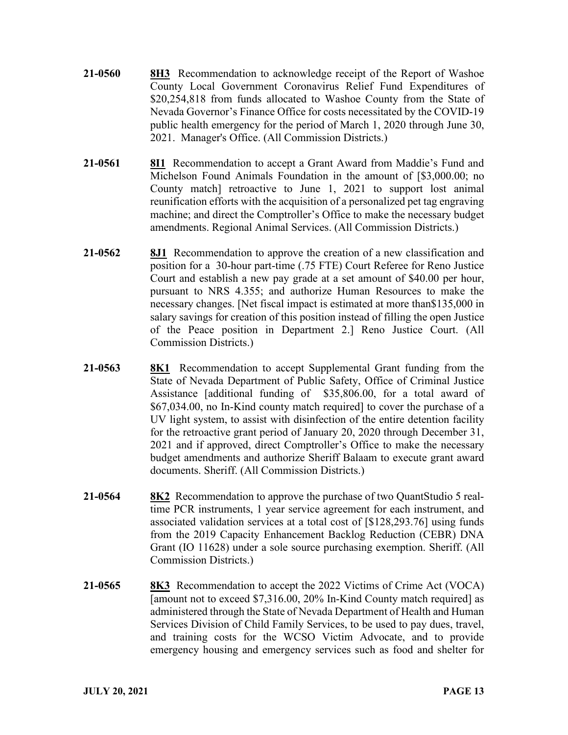**21-0560** **8H3** Recommendation to acknowledge receipt of the Report of Washoe County Local Government Coronavirus Relief Fund Expenditures of $20,254,818 from funds allocated to Washoe County from the State of Nevada Governor's Finance Office for costs necessitated by the COVID-19 public health emergency for the period of March 1, 2020 through June 30, 2021. Manager's Office. (All Commission Districts.)

**21-0561** **8I1** Recommendation to accept a Grant Award from Maddie's Fund and Michelson Found Animals Foundation in the amount of [$3,000.00; no County match] retroactive to June 1, 2021 to support lost animal reunification efforts with the acquisition of a personalized pet tag engraving machine; and direct the Comptroller's Office to make the necessary budget amendments. Regional Animal Services. (All Commission Districts.)

**21-0562** **8J1** Recommendation to approve the creation of a new classification and position for a 30-hour part-time (.75 FTE) Court Referee for Reno Justice Court and establish a new pay grade at a set amount of $40.00 per hour, pursuant to NRS 4.355; and authorize Human Resources to make the necessary changes. [Net fiscal impact is estimated at more than$135,000 in salary savings for creation of this position instead of filling the open Justice of the Peace position in Department 2.] Reno Justice Court. (All Commission Districts.)

**21-0563** **8K1** Recommendation to accept Supplemental Grant funding from the State of Nevada Department of Public Safety, Office of Criminal Justice Assistance [additional funding of $35,806.00, for a total award of $67,034.00, no In-Kind county match required] to cover the purchase of a UV light system, to assist with disinfection of the entire detention facility for the retroactive grant period of January 20, 2020 through December 31, 2021 and if approved, direct Comptroller's Office to make the necessary budget amendments and authorize Sheriff Balaam to execute grant award documents. Sheriff. (All Commission Districts.)

**21-0564** **8K2** Recommendation to approve the purchase of two QuantStudio 5 real-time PCR instruments, 1 year service agreement for each instrument, and associated validation services at a total cost of [$128,293.76] using funds from the 2019 Capacity Enhancement Backlog Reduction (CEBR) DNA Grant (IO 11628) under a sole source purchasing exemption. Sheriff. (All Commission Districts.)

**21-0565** **8K3** Recommendation to accept the 2022 Victims of Crime Act (VOCA) [amount not to exceed $7,316.00, 20% In-Kind County match required] as administered through the State of Nevada Department of Health and Human Services Division of Child Family Services, to be used to pay dues, travel, and training costs for the WCSO Victim Advocate, and to provide emergency housing and emergency services such as food and shelter for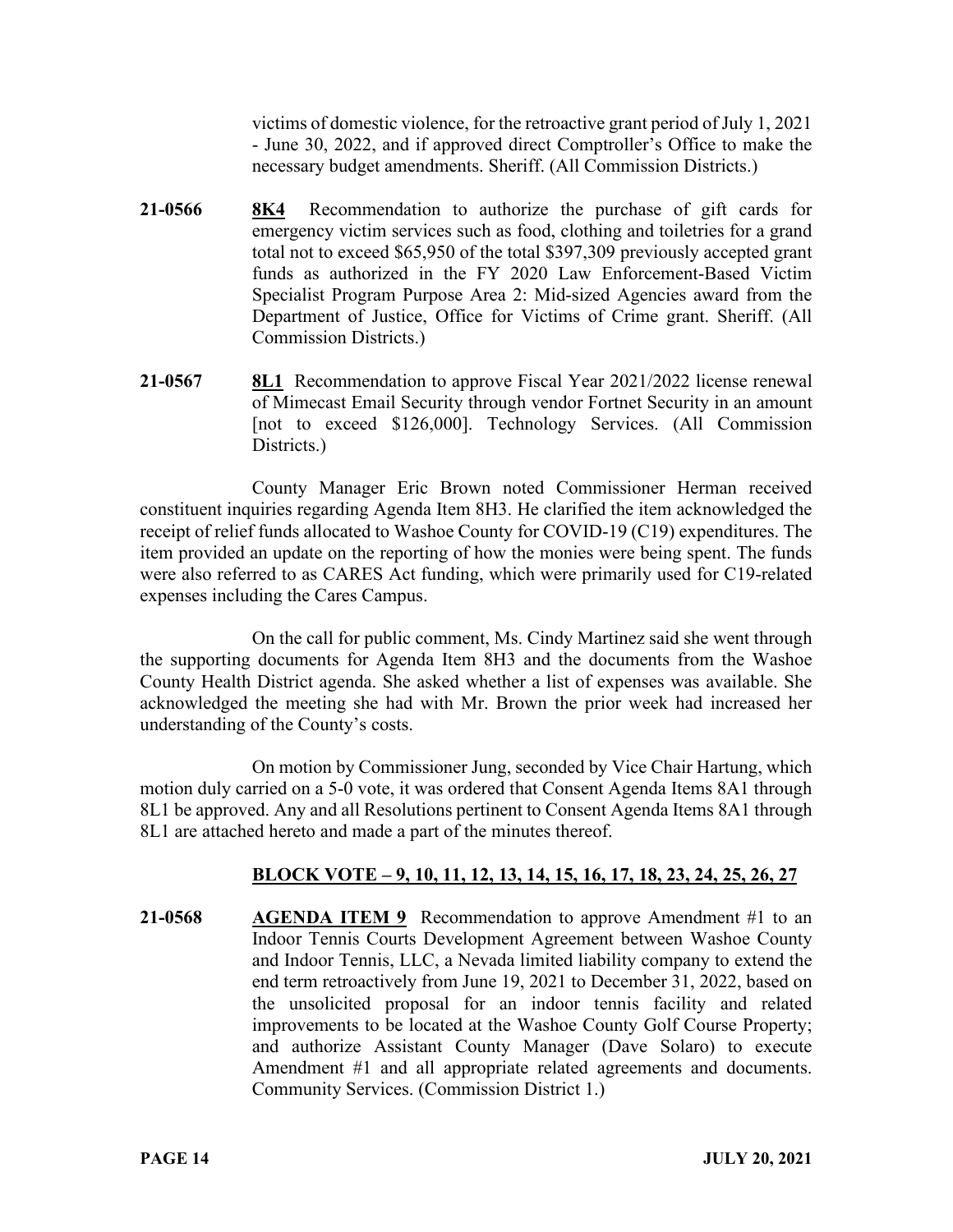victims of domestic violence, for the retroactive grant period of July 1, 2021 - June 30, 2022, and if approved direct Comptroller's Office to make the necessary budget amendments. Sheriff. (All Commission Districts.)

**21-0566** **8K4** Recommendation to authorize the purchase of gift cards for emergency victim services such as food, clothing and toiletries for a grand total not to exceed $65,950 of the total $397,309 previously accepted grant funds as authorized in the FY 2020 Law Enforcement-Based Victim Specialist Program Purpose Area 2: Mid-sized Agencies award from the Department of Justice, Office for Victims of Crime grant. Sheriff. (All Commission Districts.)

**21-0567** **8L1** Recommendation to approve Fiscal Year 2021/2022 license renewal of Mimecast Email Security through vendor Fortnet Security in an amount [not to exceed $126,000]. Technology Services. (All Commission Districts.)

County Manager Eric Brown noted Commissioner Herman received constituent inquiries regarding Agenda Item 8H3. He clarified the item acknowledged the receipt of relief funds allocated to Washoe County for COVID-19 (C19) expenditures. The item provided an update on the reporting of how the monies were being spent. The funds were also referred to as CARES Act funding, which were primarily used for C19-related expenses including the Cares Campus.

On the call for public comment, Ms. Cindy Martinez said she went through the supporting documents for Agenda Item 8H3 and the documents from the Washoe County Health District agenda. She asked whether a list of expenses was available. She acknowledged the meeting she had with Mr. Brown the prior week had increased her understanding of the County's costs.

On motion by Commissioner Jung, seconded by Vice Chair Hartung, which motion duly carried on a 5-0 vote, it was ordered that Consent Agenda Items 8A1 through 8L1 be approved. Any and all Resolutions pertinent to Consent Agenda Items 8A1 through 8L1 are attached hereto and made a part of the minutes thereof.

**BLOCK VOTE – 9, 10, 11, 12, 13, 14, 15, 16, 17, 18, 23, 24, 25, 26, 27**

**21-0568** **AGENDA ITEM 9** Recommendation to approve Amendment #1 to an Indoor Tennis Courts Development Agreement between Washoe County and Indoor Tennis, LLC, a Nevada limited liability company to extend the end term retroactively from June 19, 2021 to December 31, 2022, based on the unsolicited proposal for an indoor tennis facility and related improvements to be located at the Washoe County Golf Course Property; and authorize Assistant County Manager (Dave Solaro) to execute Amendment #1 and all appropriate related agreements and documents. Community Services. (Commission District 1.)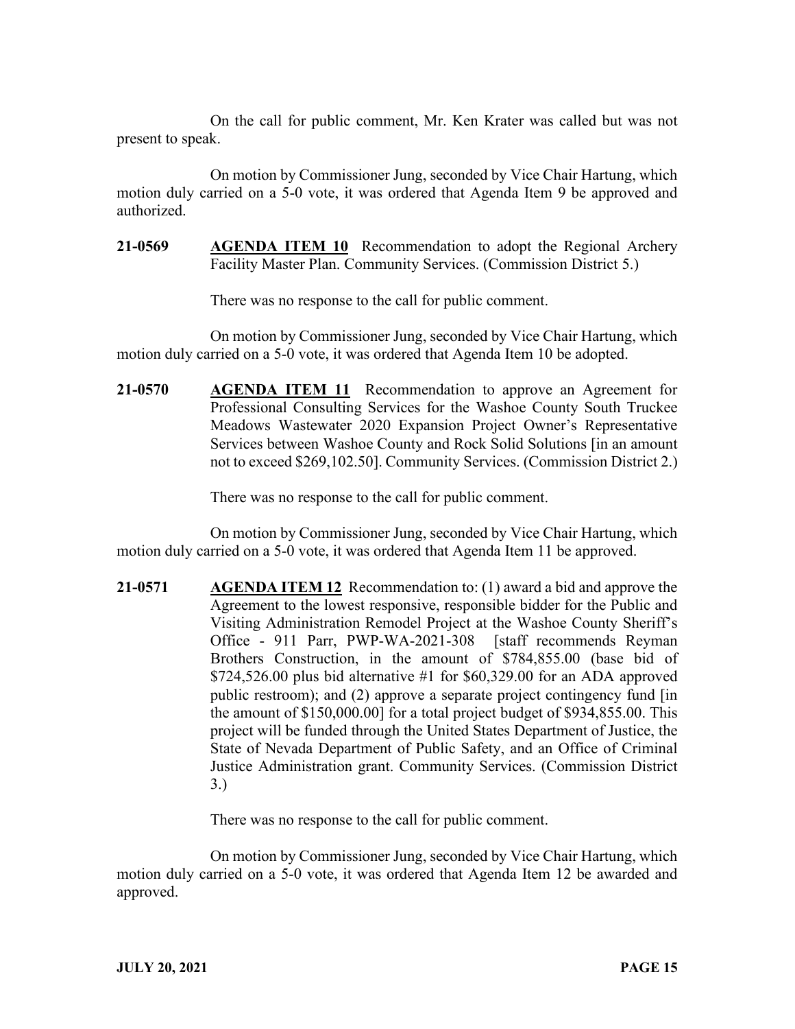On the call for public comment, Mr. Ken Krater was called but was not present to speak.

On motion by Commissioner Jung, seconded by Vice Chair Hartung, which motion duly carried on a 5-0 vote, it was ordered that Agenda Item 9 be approved and authorized.

**21-0569** **AGENDA ITEM 10** Recommendation to adopt the Regional Archery Facility Master Plan. Community Services. (Commission District 5.)

There was no response to the call for public comment.

On motion by Commissioner Jung, seconded by Vice Chair Hartung, which motion duly carried on a 5-0 vote, it was ordered that Agenda Item 10 be adopted.

**21-0570** **AGENDA ITEM 11** Recommendation to approve an Agreement for Professional Consulting Services for the Washoe County South Truckee Meadows Wastewater 2020 Expansion Project Owner's Representative Services between Washoe County and Rock Solid Solutions [in an amount not to exceed $269,102.50]. Community Services. (Commission District 2.)

There was no response to the call for public comment.

On motion by Commissioner Jung, seconded by Vice Chair Hartung, which motion duly carried on a 5-0 vote, it was ordered that Agenda Item 11 be approved.

**21-0571** **AGENDA ITEM 12** Recommendation to: (1) award a bid and approve the Agreement to the lowest responsive, responsible bidder for the Public and Visiting Administration Remodel Project at the Washoe County Sheriff's Office - 911 Parr, PWP-WA-2021-308 [staff recommends Reyman Brothers Construction, in the amount of $784,855.00 (base bid of $724,526.00 plus bid alternative #1 for $60,329.00 for an ADA approved public restroom); and (2) approve a separate project contingency fund [in the amount of $150,000.00] for a total project budget of $934,855.00. This project will be funded through the United States Department of Justice, the State of Nevada Department of Public Safety, and an Office of Criminal Justice Administration grant. Community Services. (Commission District 3.)

There was no response to the call for public comment.

On motion by Commissioner Jung, seconded by Vice Chair Hartung, which motion duly carried on a 5-0 vote, it was ordered that Agenda Item 12 be awarded and approved.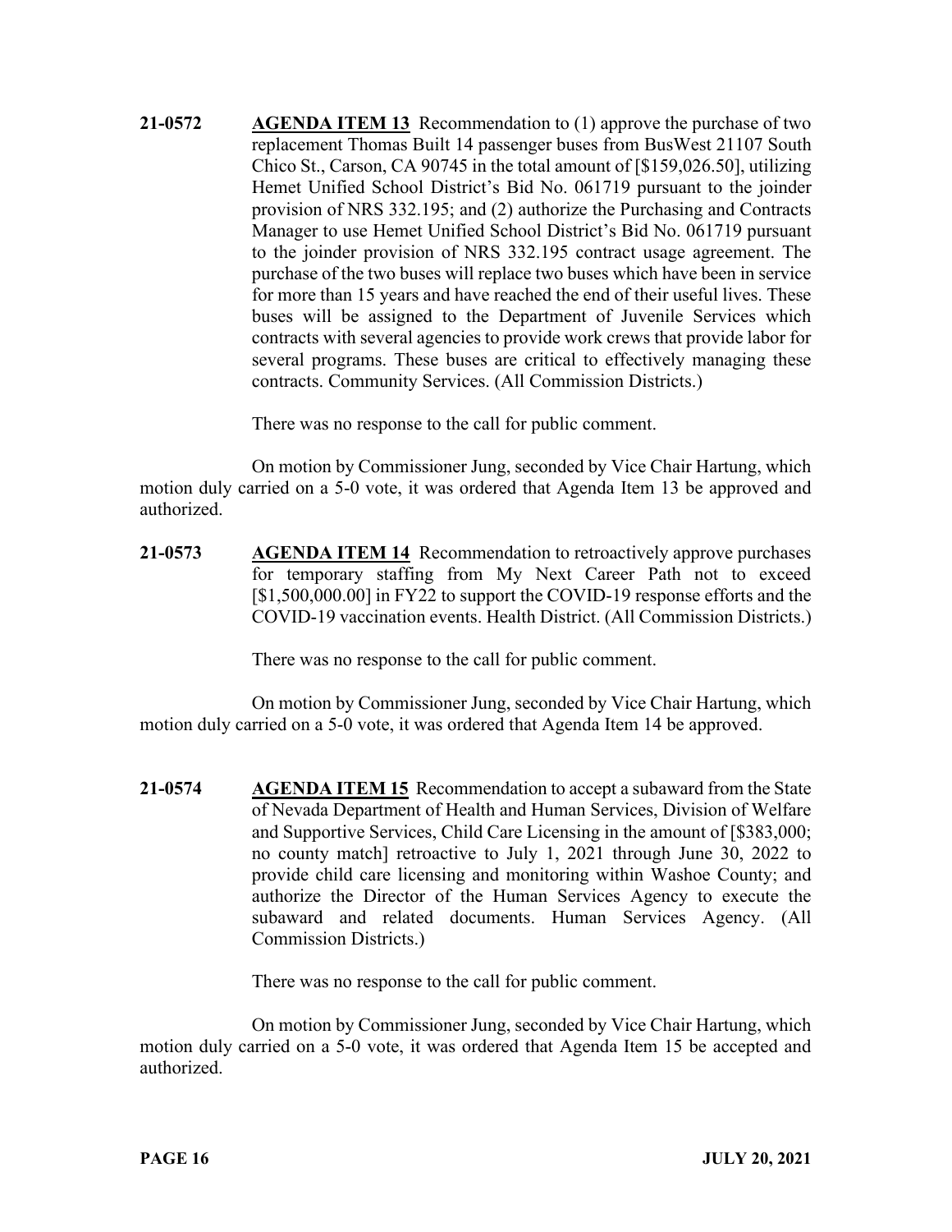**21-0572** **AGENDA ITEM 13** Recommendation to (1) approve the purchase of two replacement Thomas Built 14 passenger buses from BusWest 21107 South Chico St., Carson, CA 90745 in the total amount of [$159,026.50], utilizing Hemet Unified School District's Bid No. 061719 pursuant to the joinder provision of NRS 332.195; and (2) authorize the Purchasing and Contracts Manager to use Hemet Unified School District's Bid No. 061719 pursuant to the joinder provision of NRS 332.195 contract usage agreement. The purchase of the two buses will replace two buses which have been in service for more than 15 years and have reached the end of their useful lives. These buses will be assigned to the Department of Juvenile Services which contracts with several agencies to provide work crews that provide labor for several programs. These buses are critical to effectively managing these contracts. Community Services. (All Commission Districts.)

There was no response to the call for public comment.

On motion by Commissioner Jung, seconded by Vice Chair Hartung, which motion duly carried on a 5-0 vote, it was ordered that Agenda Item 13 be approved and authorized.

**21-0573** **AGENDA ITEM 14** Recommendation to retroactively approve purchases for temporary staffing from My Next Career Path not to exceed [$1,500,000.00] in FY22 to support the COVID-19 response efforts and the COVID-19 vaccination events. Health District. (All Commission Districts.)

There was no response to the call for public comment.

On motion by Commissioner Jung, seconded by Vice Chair Hartung, which motion duly carried on a 5-0 vote, it was ordered that Agenda Item 14 be approved.

**21-0574** **AGENDA ITEM 15** Recommendation to accept a subaward from the State of Nevada Department of Health and Human Services, Division of Welfare and Supportive Services, Child Care Licensing in the amount of [$383,000; no county match] retroactive to July 1, 2021 through June 30, 2022 to provide child care licensing and monitoring within Washoe County; and authorize the Director of the Human Services Agency to execute the subaward and related documents. Human Services Agency. (All Commission Districts.)

There was no response to the call for public comment.

On motion by Commissioner Jung, seconded by Vice Chair Hartung, which motion duly carried on a 5-0 vote, it was ordered that Agenda Item 15 be accepted and authorized.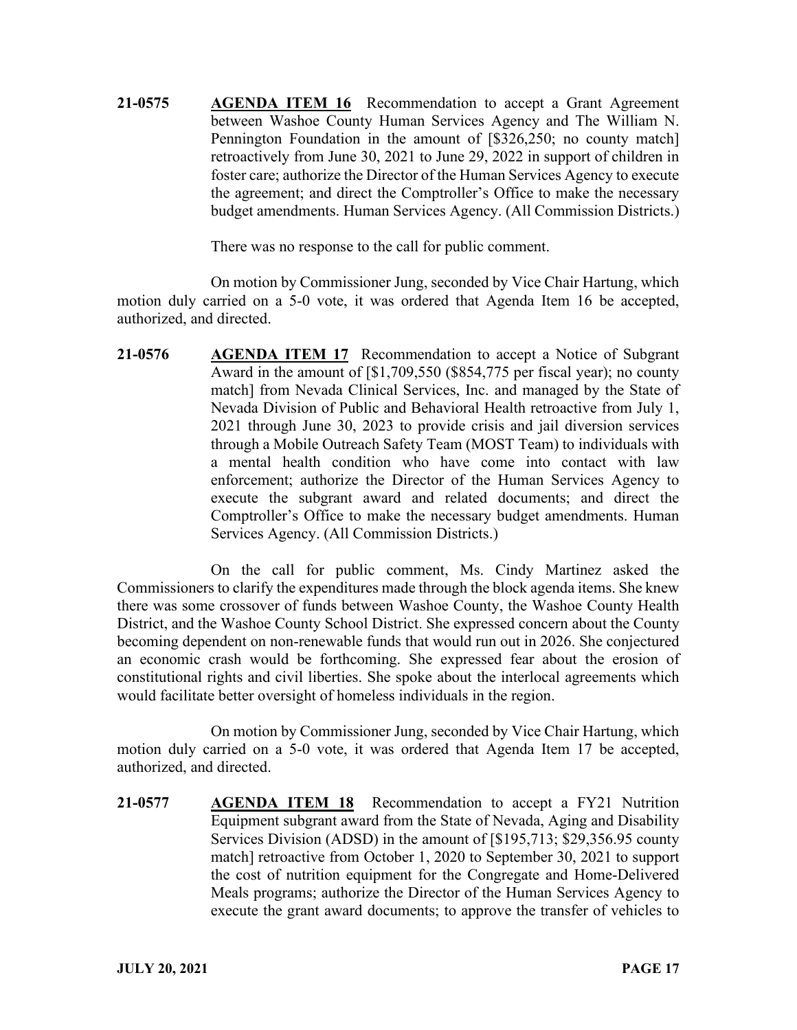**21-0575** **AGENDA ITEM 16** Recommendation to accept a Grant Agreement between Washoe County Human Services Agency and The William N. Pennington Foundation in the amount of [$326,250; no county match] retroactively from June 30, 2021 to June 29, 2022 in support of children in foster care; authorize the Director of the Human Services Agency to execute the agreement; and direct the Comptroller's Office to make the necessary budget amendments. Human Services Agency. (All Commission Districts.)

There was no response to the call for public comment.

On motion by Commissioner Jung, seconded by Vice Chair Hartung, which motion duly carried on a 5-0 vote, it was ordered that Agenda Item 16 be accepted, authorized, and directed.

**21-0576** **AGENDA ITEM 17** Recommendation to accept a Notice of Subgrant Award in the amount of [$1,709,550 ($854,775 per fiscal year); no county match] from Nevada Clinical Services, Inc. and managed by the State of Nevada Division of Public and Behavioral Health retroactive from July 1, 2021 through June 30, 2023 to provide crisis and jail diversion services through a Mobile Outreach Safety Team (MOST Team) to individuals with a mental health condition who have come into contact with law enforcement; authorize the Director of the Human Services Agency to execute the subgrant award and related documents; and direct the Comptroller's Office to make the necessary budget amendments. Human Services Agency. (All Commission Districts.)

On the call for public comment, Ms. Cindy Martinez asked the Commissioners to clarify the expenditures made through the block agenda items. She knew there was some crossover of funds between Washoe County, the Washoe County Health District, and the Washoe County School District. She expressed concern about the County becoming dependent on non-renewable funds that would run out in 2026. She conjectured an economic crash would be forthcoming. She expressed fear about the erosion of constitutional rights and civil liberties. She spoke about the interlocal agreements which would facilitate better oversight of homeless individuals in the region.

On motion by Commissioner Jung, seconded by Vice Chair Hartung, which motion duly carried on a 5-0 vote, it was ordered that Agenda Item 17 be accepted, authorized, and directed.

**21-0577** **AGENDA ITEM 18** Recommendation to accept a FY21 Nutrition Equipment subgrant award from the State of Nevada, Aging and Disability Services Division (ADSD) in the amount of [$195,713; $29,356.95 county match] retroactive from October 1, 2020 to September 30, 2021 to support the cost of nutrition equipment for the Congregate and Home-Delivered Meals programs; authorize the Director of the Human Services Agency to execute the grant award documents; to approve the transfer of vehicles to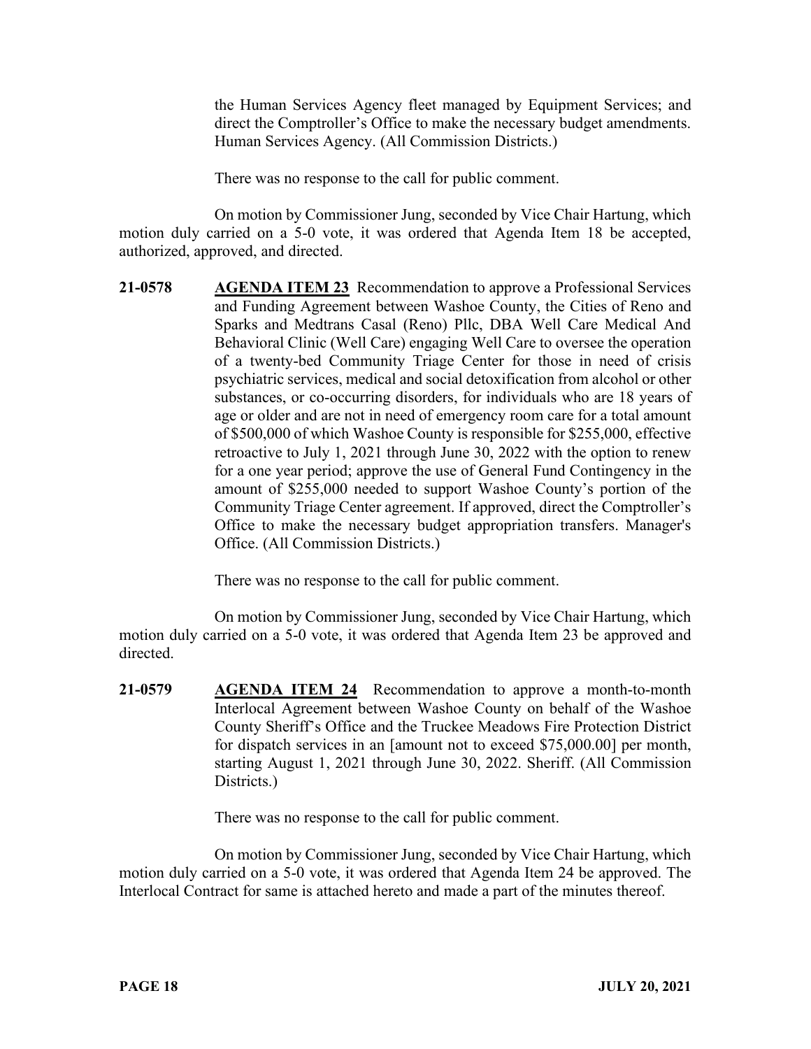the Human Services Agency fleet managed by Equipment Services; and direct the Comptroller's Office to make the necessary budget amendments. Human Services Agency. (All Commission Districts.)

There was no response to the call for public comment.

On motion by Commissioner Jung, seconded by Vice Chair Hartung, which motion duly carried on a 5-0 vote, it was ordered that Agenda Item 18 be accepted, authorized, approved, and directed.

**21-0578** **AGENDA ITEM 23** Recommendation to approve a Professional Services and Funding Agreement between Washoe County, the Cities of Reno and Sparks and Medtrans Casal (Reno) Pllc, DBA Well Care Medical And Behavioral Clinic (Well Care) engaging Well Care to oversee the operation of a twenty-bed Community Triage Center for those in need of crisis psychiatric services, medical and social detoxification from alcohol or other substances, or co-occurring disorders, for individuals who are 18 years of age or older and are not in need of emergency room care for a total amount of $500,000 of which Washoe County is responsible for $255,000, effective retroactive to July 1, 2021 through June 30, 2022 with the option to renew for a one year period; approve the use of General Fund Contingency in the amount of $255,000 needed to support Washoe County's portion of the Community Triage Center agreement. If approved, direct the Comptroller's Office to make the necessary budget appropriation transfers. Manager's Office. (All Commission Districts.)

There was no response to the call for public comment.

On motion by Commissioner Jung, seconded by Vice Chair Hartung, which motion duly carried on a 5-0 vote, it was ordered that Agenda Item 23 be approved and directed.

**21-0579** **AGENDA ITEM 24** Recommendation to approve a month-to-month Interlocal Agreement between Washoe County on behalf of the Washoe County Sheriff's Office and the Truckee Meadows Fire Protection District for dispatch services in an [amount not to exceed $75,000.00] per month, starting August 1, 2021 through June 30, 2022. Sheriff. (All Commission Districts.)

There was no response to the call for public comment.

On motion by Commissioner Jung, seconded by Vice Chair Hartung, which motion duly carried on a 5-0 vote, it was ordered that Agenda Item 24 be approved. The Interlocal Contract for same is attached hereto and made a part of the minutes thereof.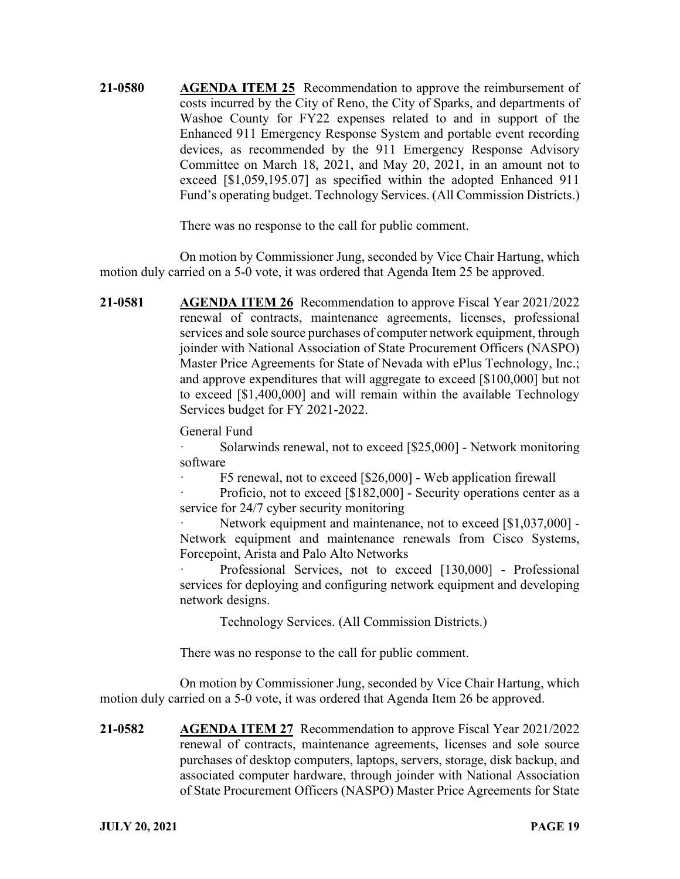**21-0580** **AGENDA ITEM 25** Recommendation to approve the reimbursement of costs incurred by the City of Reno, the City of Sparks, and departments of Washoe County for FY22 expenses related to and in support of the Enhanced 911 Emergency Response System and portable event recording devices, as recommended by the 911 Emergency Response Advisory Committee on March 18, 2021, and May 20, 2021, in an amount not to exceed [$1,059,195.07] as specified within the adopted Enhanced 911 Fund's operating budget. Technology Services. (All Commission Districts.)

There was no response to the call for public comment.

On motion by Commissioner Jung, seconded by Vice Chair Hartung, which motion duly carried on a 5-0 vote, it was ordered that Agenda Item 25 be approved.

**21-0581** **AGENDA ITEM 26** Recommendation to approve Fiscal Year 2021/2022 renewal of contracts, maintenance agreements, licenses, professional services and sole source purchases of computer network equipment, through joinder with National Association of State Procurement Officers (NASPO) Master Price Agreements for State of Nevada with ePlus Technology, Inc.; and approve expenditures that will aggregate to exceed [$100,000] but not to exceed [$1,400,000] and will remain within the available Technology Services budget for FY 2021-2022.

General Fund

· Solarwinds renewal, not to exceed [$25,000] - Network monitoring software

· F5 renewal, not to exceed [$26,000] - Web application firewall

· Proficio, not to exceed [$182,000] - Security operations center as a service for 24/7 cyber security monitoring

· Network equipment and maintenance, not to exceed [$1,037,000] - Network equipment and maintenance renewals from Cisco Systems, Forcepoint, Arista and Palo Alto Networks

· Professional Services, not to exceed [130,000] - Professional services for deploying and configuring network equipment and developing network designs.

Technology Services. (All Commission Districts.)

There was no response to the call for public comment.

On motion by Commissioner Jung, seconded by Vice Chair Hartung, which motion duly carried on a 5-0 vote, it was ordered that Agenda Item 26 be approved.

**21-0582** **AGENDA ITEM 27** Recommendation to approve Fiscal Year 2021/2022 renewal of contracts, maintenance agreements, licenses and sole source purchases of desktop computers, laptops, servers, storage, disk backup, and associated computer hardware, through joinder with National Association of State Procurement Officers (NASPO) Master Price Agreements for State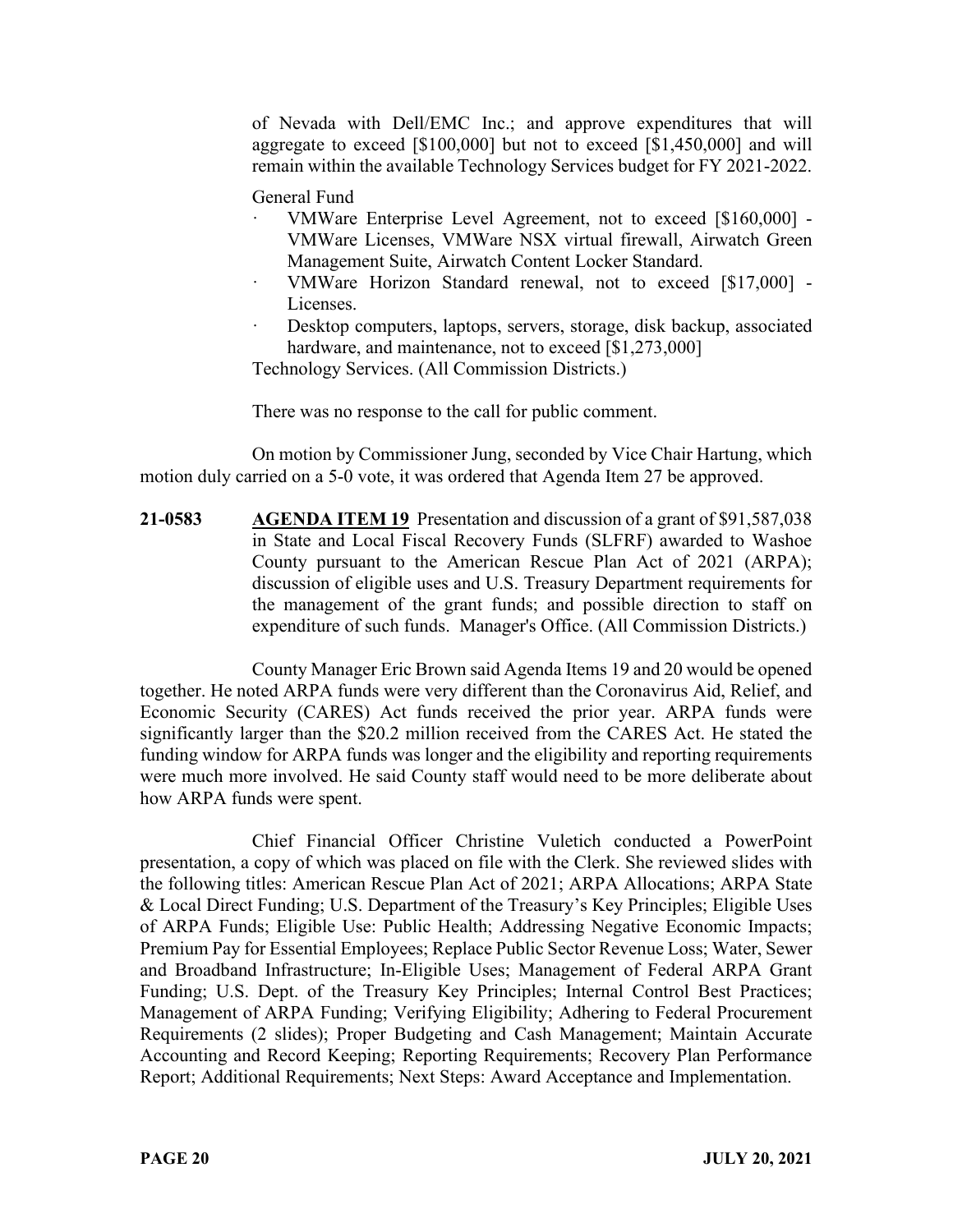of Nevada with Dell/EMC Inc.; and approve expenditures that will aggregate to exceed [$100,000] but not to exceed [$1,450,000] and will remain within the available Technology Services budget for FY 2021-2022.

General Fund

- VMWare Enterprise Level Agreement, not to exceed [$160,000] - VMWare Licenses, VMWare NSX virtual firewall, Airwatch Green Management Suite, Airwatch Content Locker Standard.
- VMWare Horizon Standard renewal, not to exceed [$17,000] - Licenses.
- Desktop computers, laptops, servers, storage, disk backup, associated hardware, and maintenance, not to exceed [$1,273,000]

Technology Services. (All Commission Districts.)

There was no response to the call for public comment.

On motion by Commissioner Jung, seconded by Vice Chair Hartung, which motion duly carried on a 5-0 vote, it was ordered that Agenda Item 27 be approved.

**21-0583** **AGENDA ITEM 19** Presentation and discussion of a grant of $91,587,038 in State and Local Fiscal Recovery Funds (SLFRF) awarded to Washoe County pursuant to the American Rescue Plan Act of 2021 (ARPA); discussion of eligible uses and U.S. Treasury Department requirements for the management of the grant funds; and possible direction to staff on expenditure of such funds. Manager's Office. (All Commission Districts.)

County Manager Eric Brown said Agenda Items 19 and 20 would be opened together. He noted ARPA funds were very different than the Coronavirus Aid, Relief, and Economic Security (CARES) Act funds received the prior year. ARPA funds were significantly larger than the $20.2 million received from the CARES Act. He stated the funding window for ARPA funds was longer and the eligibility and reporting requirements were much more involved. He said County staff would need to be more deliberate about how ARPA funds were spent.

Chief Financial Officer Christine Vuletich conducted a PowerPoint presentation, a copy of which was placed on file with the Clerk. She reviewed slides with the following titles: American Rescue Plan Act of 2021; ARPA Allocations; ARPA State & Local Direct Funding; U.S. Department of the Treasury's Key Principles; Eligible Uses of ARPA Funds; Eligible Use: Public Health; Addressing Negative Economic Impacts; Premium Pay for Essential Employees; Replace Public Sector Revenue Loss; Water, Sewer and Broadband Infrastructure; In-Eligible Uses; Management of Federal ARPA Grant Funding; U.S. Dept. of the Treasury Key Principles; Internal Control Best Practices; Management of ARPA Funding; Verifying Eligibility; Adhering to Federal Procurement Requirements (2 slides); Proper Budgeting and Cash Management; Maintain Accurate Accounting and Record Keeping; Reporting Requirements; Recovery Plan Performance Report; Additional Requirements; Next Steps: Award Acceptance and Implementation.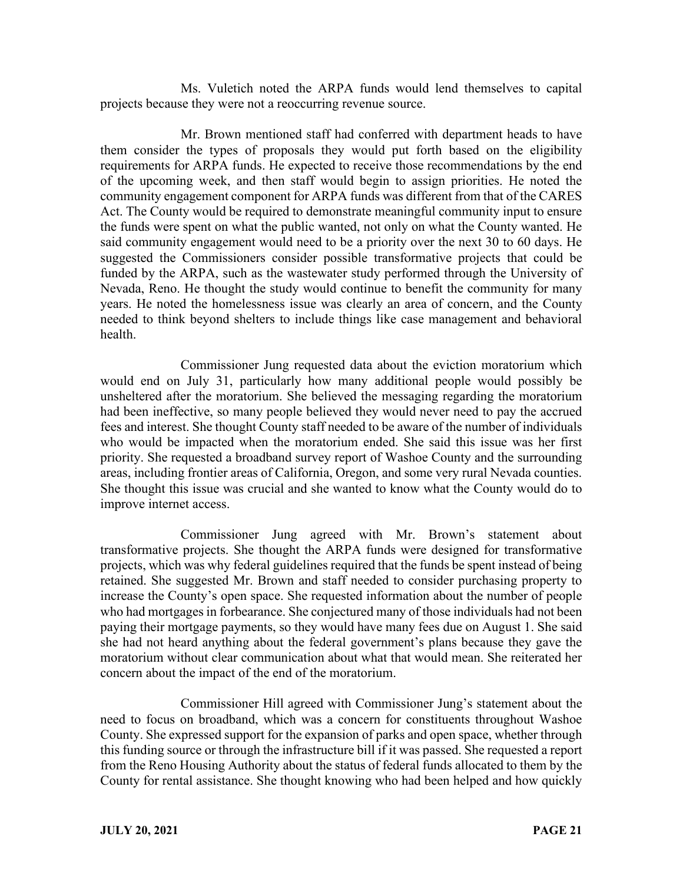Ms. Vuletich noted the ARPA funds would lend themselves to capital projects because they were not a reoccurring revenue source.

Mr. Brown mentioned staff had conferred with department heads to have them consider the types of proposals they would put forth based on the eligibility requirements for ARPA funds. He expected to receive those recommendations by the end of the upcoming week, and then staff would begin to assign priorities. He noted the community engagement component for ARPA funds was different from that of the CARES Act. The County would be required to demonstrate meaningful community input to ensure the funds were spent on what the public wanted, not only on what the County wanted. He said community engagement would need to be a priority over the next 30 to 60 days. He suggested the Commissioners consider possible transformative projects that could be funded by the ARPA, such as the wastewater study performed through the University of Nevada, Reno. He thought the study would continue to benefit the community for many years. He noted the homelessness issue was clearly an area of concern, and the County needed to think beyond shelters to include things like case management and behavioral health.

Commissioner Jung requested data about the eviction moratorium which would end on July 31, particularly how many additional people would possibly be unsheltered after the moratorium. She believed the messaging regarding the moratorium had been ineffective, so many people believed they would never need to pay the accrued fees and interest. She thought County staff needed to be aware of the number of individuals who would be impacted when the moratorium ended. She said this issue was her first priority. She requested a broadband survey report of Washoe County and the surrounding areas, including frontier areas of California, Oregon, and some very rural Nevada counties. She thought this issue was crucial and she wanted to know what the County would do to improve internet access.

Commissioner Jung agreed with Mr. Brown's statement about transformative projects. She thought the ARPA funds were designed for transformative projects, which was why federal guidelines required that the funds be spent instead of being retained. She suggested Mr. Brown and staff needed to consider purchasing property to increase the County's open space. She requested information about the number of people who had mortgages in forbearance. She conjectured many of those individuals had not been paying their mortgage payments, so they would have many fees due on August 1. She said she had not heard anything about the federal government's plans because they gave the moratorium without clear communication about what that would mean. She reiterated her concern about the impact of the end of the moratorium.

Commissioner Hill agreed with Commissioner Jung's statement about the need to focus on broadband, which was a concern for constituents throughout Washoe County. She expressed support for the expansion of parks and open space, whether through this funding source or through the infrastructure bill if it was passed. She requested a report from the Reno Housing Authority about the status of federal funds allocated to them by the County for rental assistance. She thought knowing who had been helped and how quickly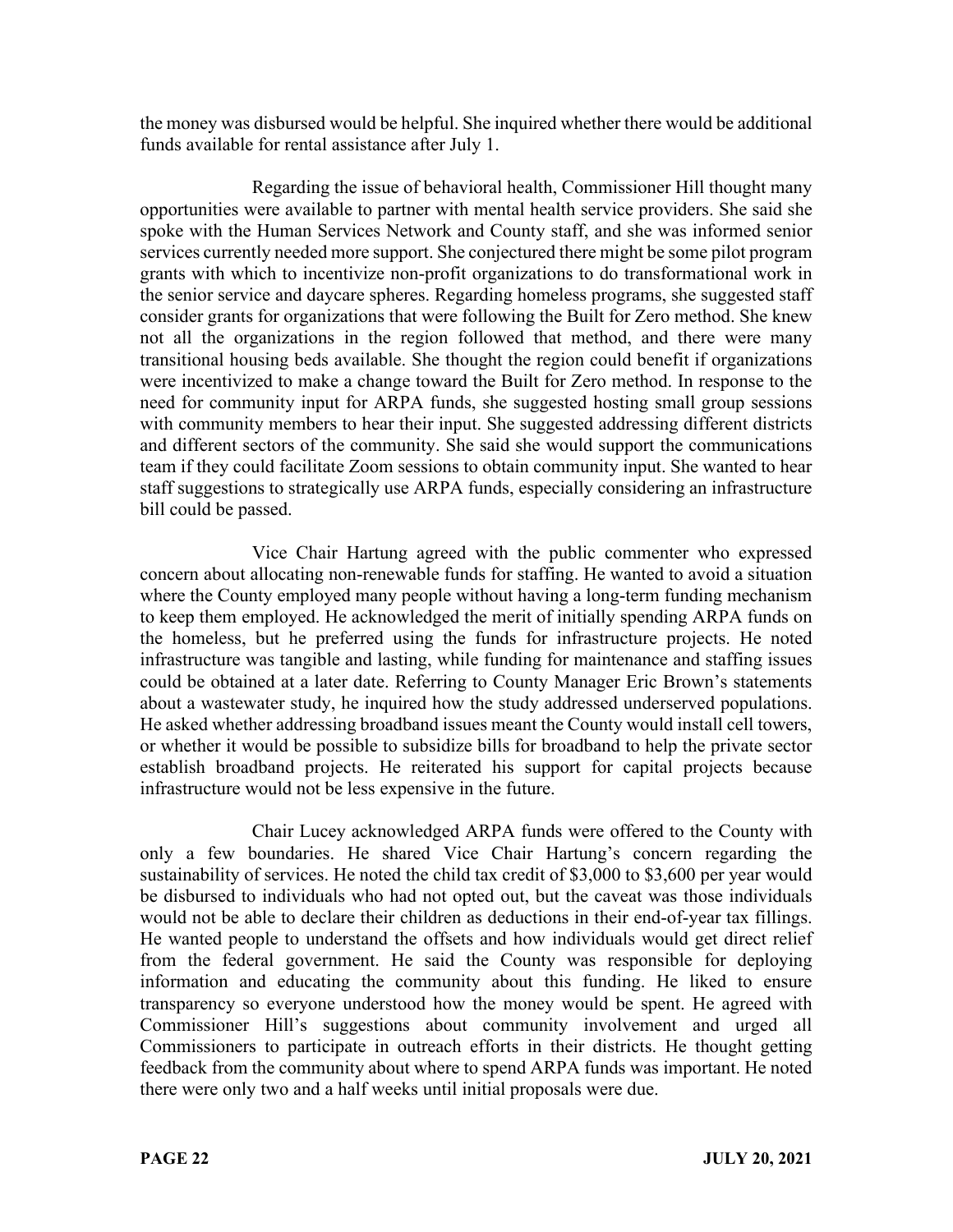the money was disbursed would be helpful. She inquired whether there would be additional funds available for rental assistance after July 1.

Regarding the issue of behavioral health, Commissioner Hill thought many opportunities were available to partner with mental health service providers. She said she spoke with the Human Services Network and County staff, and she was informed senior services currently needed more support. She conjectured there might be some pilot program grants with which to incentivize non-profit organizations to do transformational work in the senior service and daycare spheres. Regarding homeless programs, she suggested staff consider grants for organizations that were following the Built for Zero method. She knew not all the organizations in the region followed that method, and there were many transitional housing beds available. She thought the region could benefit if organizations were incentivized to make a change toward the Built for Zero method. In response to the need for community input for ARPA funds, she suggested hosting small group sessions with community members to hear their input. She suggested addressing different districts and different sectors of the community. She said she would support the communications team if they could facilitate Zoom sessions to obtain community input. She wanted to hear staff suggestions to strategically use ARPA funds, especially considering an infrastructure bill could be passed.

Vice Chair Hartung agreed with the public commenter who expressed concern about allocating non-renewable funds for staffing. He wanted to avoid a situation where the County employed many people without having a long-term funding mechanism to keep them employed. He acknowledged the merit of initially spending ARPA funds on the homeless, but he preferred using the funds for infrastructure projects. He noted infrastructure was tangible and lasting, while funding for maintenance and staffing issues could be obtained at a later date. Referring to County Manager Eric Brown's statements about a wastewater study, he inquired how the study addressed underserved populations. He asked whether addressing broadband issues meant the County would install cell towers, or whether it would be possible to subsidize bills for broadband to help the private sector establish broadband projects. He reiterated his support for capital projects because infrastructure would not be less expensive in the future.

Chair Lucey acknowledged ARPA funds were offered to the County with only a few boundaries. He shared Vice Chair Hartung's concern regarding the sustainability of services. He noted the child tax credit of $3,000 to $3,600 per year would be disbursed to individuals who had not opted out, but the caveat was those individuals would not be able to declare their children as deductions in their end-of-year tax fillings. He wanted people to understand the offsets and how individuals would get direct relief from the federal government. He said the County was responsible for deploying information and educating the community about this funding. He liked to ensure transparency so everyone understood how the money would be spent. He agreed with Commissioner Hill's suggestions about community involvement and urged all Commissioners to participate in outreach efforts in their districts. He thought getting feedback from the community about where to spend ARPA funds was important. He noted there were only two and a half weeks until initial proposals were due.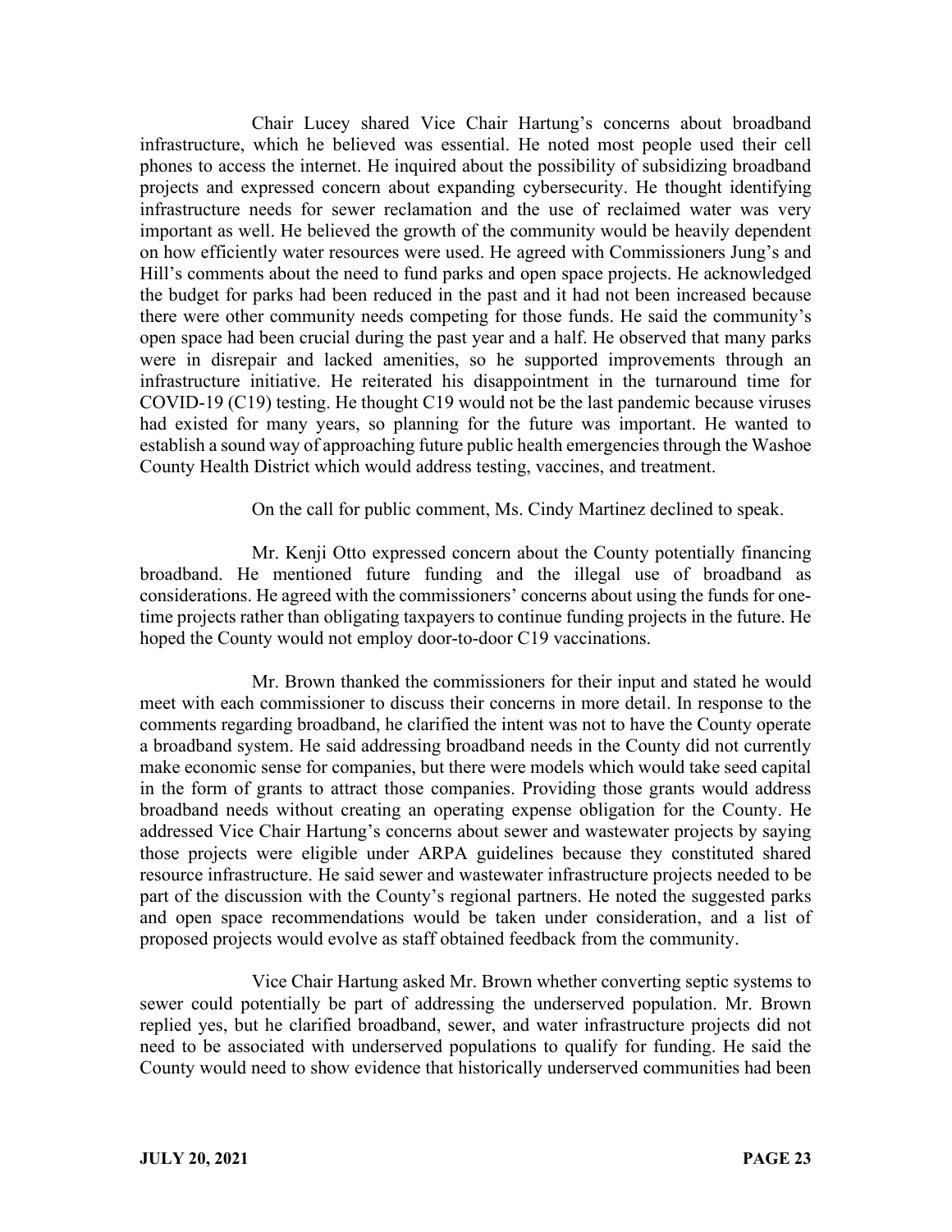Chair Lucey shared Vice Chair Hartung's concerns about broadband infrastructure, which he believed was essential. He noted most people used their cell phones to access the internet. He inquired about the possibility of subsidizing broadband projects and expressed concern about expanding cybersecurity. He thought identifying infrastructure needs for sewer reclamation and the use of reclaimed water was very important as well. He believed the growth of the community would be heavily dependent on how efficiently water resources were used. He agreed with Commissioners Jung's and Hill's comments about the need to fund parks and open space projects. He acknowledged the budget for parks had been reduced in the past and it had not been increased because there were other community needs competing for those funds. He said the community's open space had been crucial during the past year and a half. He observed that many parks were in disrepair and lacked amenities, so he supported improvements through an infrastructure initiative. He reiterated his disappointment in the turnaround time for COVID-19 (C19) testing. He thought C19 would not be the last pandemic because viruses had existed for many years, so planning for the future was important. He wanted to establish a sound way of approaching future public health emergencies through the Washoe County Health District which would address testing, vaccines, and treatment.

On the call for public comment, Ms. Cindy Martinez declined to speak.

Mr. Kenji Otto expressed concern about the County potentially financing broadband. He mentioned future funding and the illegal use of broadband as considerations. He agreed with the commissioners' concerns about using the funds for one-time projects rather than obligating taxpayers to continue funding projects in the future. He hoped the County would not employ door-to-door C19 vaccinations.

Mr. Brown thanked the commissioners for their input and stated he would meet with each commissioner to discuss their concerns in more detail. In response to the comments regarding broadband, he clarified the intent was not to have the County operate a broadband system. He said addressing broadband needs in the County did not currently make economic sense for companies, but there were models which would take seed capital in the form of grants to attract those companies. Providing those grants would address broadband needs without creating an operating expense obligation for the County. He addressed Vice Chair Hartung's concerns about sewer and wastewater projects by saying those projects were eligible under ARPA guidelines because they constituted shared resource infrastructure. He said sewer and wastewater infrastructure projects needed to be part of the discussion with the County's regional partners. He noted the suggested parks and open space recommendations would be taken under consideration, and a list of proposed projects would evolve as staff obtained feedback from the community.

Vice Chair Hartung asked Mr. Brown whether converting septic systems to sewer could potentially be part of addressing the underserved population. Mr. Brown replied yes, but he clarified broadband, sewer, and water infrastructure projects did not need to be associated with underserved populations to qualify for funding. He said the County would need to show evidence that historically underserved communities had been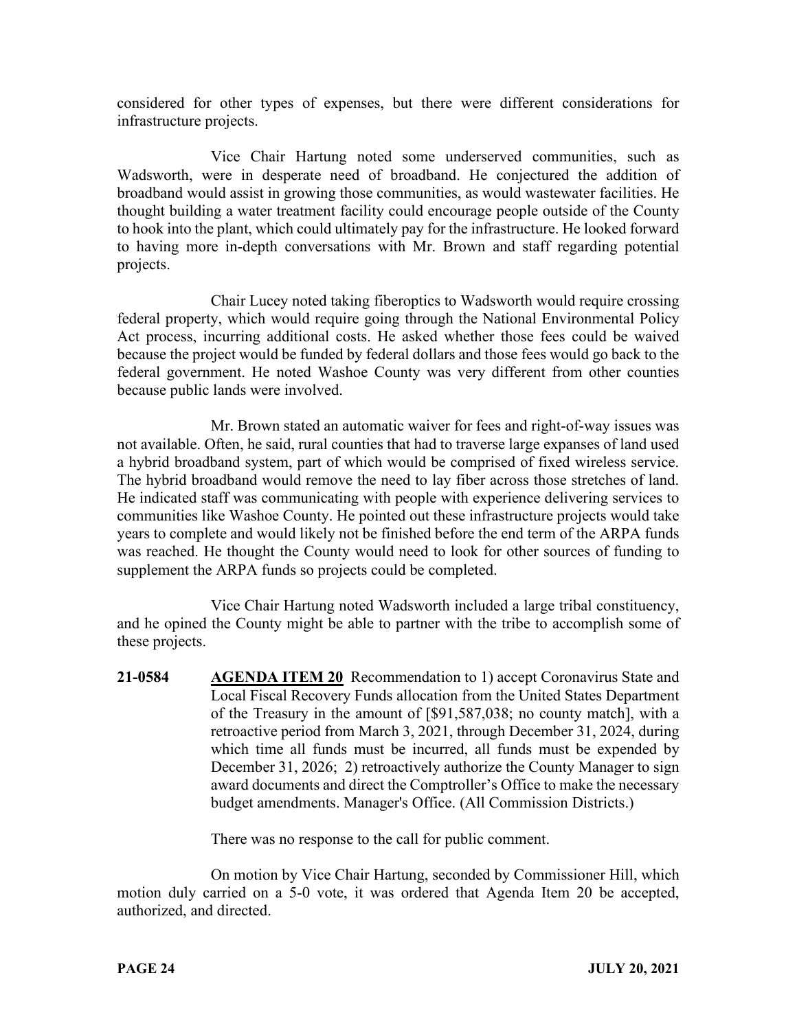considered for other types of expenses, but there were different considerations for infrastructure projects.

Vice Chair Hartung noted some underserved communities, such as Wadsworth, were in desperate need of broadband. He conjectured the addition of broadband would assist in growing those communities, as would wastewater facilities. He thought building a water treatment facility could encourage people outside of the County to hook into the plant, which could ultimately pay for the infrastructure. He looked forward to having more in-depth conversations with Mr. Brown and staff regarding potential projects.

Chair Lucey noted taking fiberoptics to Wadsworth would require crossing federal property, which would require going through the National Environmental Policy Act process, incurring additional costs. He asked whether those fees could be waived because the project would be funded by federal dollars and those fees would go back to the federal government. He noted Washoe County was very different from other counties because public lands were involved.

Mr. Brown stated an automatic waiver for fees and right-of-way issues was not available. Often, he said, rural counties that had to traverse large expanses of land used a hybrid broadband system, part of which would be comprised of fixed wireless service. The hybrid broadband would remove the need to lay fiber across those stretches of land. He indicated staff was communicating with people with experience delivering services to communities like Washoe County. He pointed out these infrastructure projects would take years to complete and would likely not be finished before the end term of the ARPA funds was reached. He thought the County would need to look for other sources of funding to supplement the ARPA funds so projects could be completed.

Vice Chair Hartung noted Wadsworth included a large tribal constituency, and he opined the County might be able to partner with the tribe to accomplish some of these projects.

**21-0584** **AGENDA ITEM 20** Recommendation to 1) accept Coronavirus State and Local Fiscal Recovery Funds allocation from the United States Department of the Treasury in the amount of [$91,587,038; no county match], with a retroactive period from March 3, 2021, through December 31, 2024, during which time all funds must be incurred, all funds must be expended by December 31, 2026; 2) retroactively authorize the County Manager to sign award documents and direct the Comptroller's Office to make the necessary budget amendments. Manager's Office. (All Commission Districts.)

There was no response to the call for public comment.

On motion by Vice Chair Hartung, seconded by Commissioner Hill, which motion duly carried on a 5-0 vote, it was ordered that Agenda Item 20 be accepted, authorized, and directed.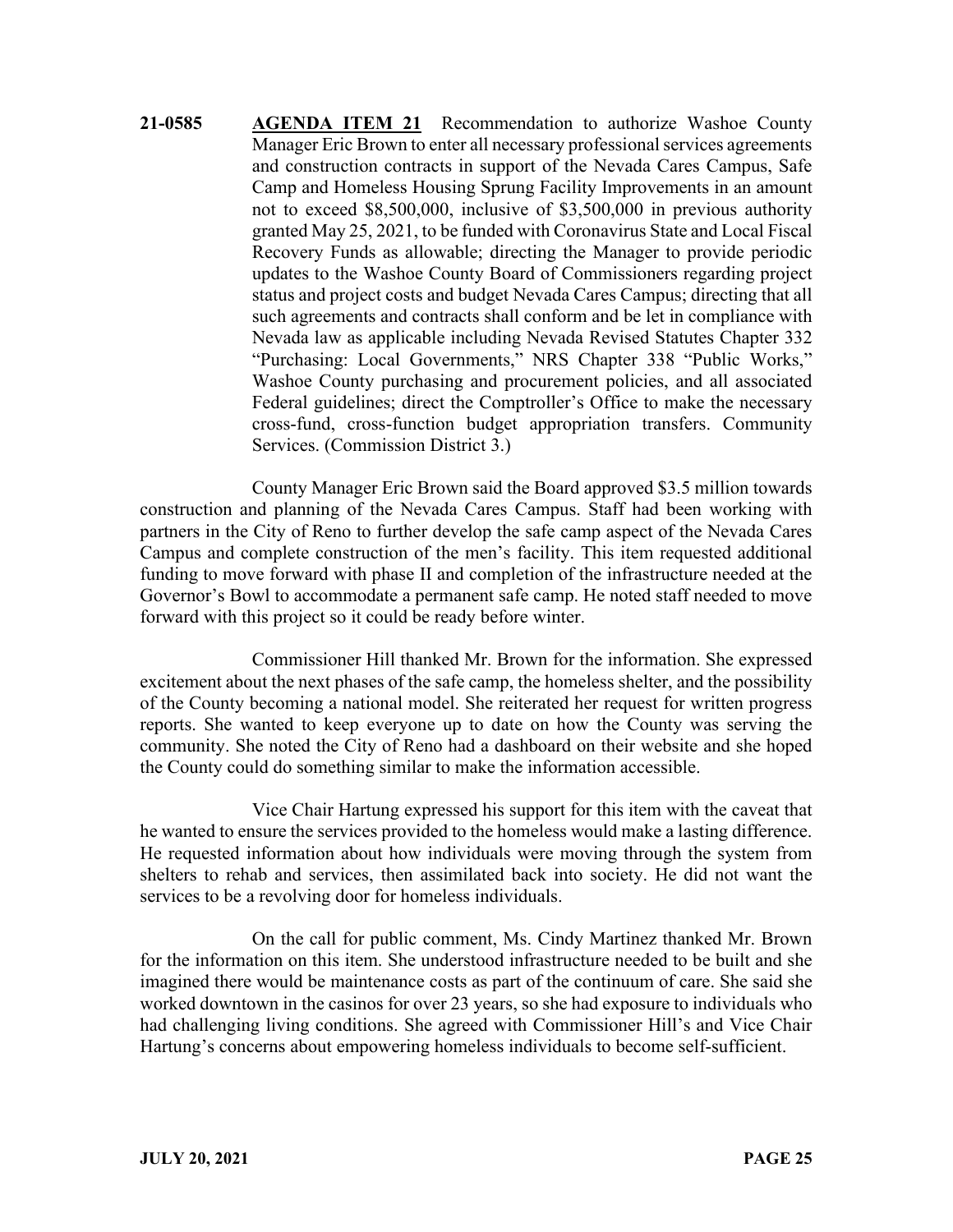**21-0585** **AGENDA ITEM 21** Recommendation to authorize Washoe County Manager Eric Brown to enter all necessary professional services agreements and construction contracts in support of the Nevada Cares Campus, Safe Camp and Homeless Housing Sprung Facility Improvements in an amount not to exceed $8,500,000, inclusive of $3,500,000 in previous authority granted May 25, 2021, to be funded with Coronavirus State and Local Fiscal Recovery Funds as allowable; directing the Manager to provide periodic updates to the Washoe County Board of Commissioners regarding project status and project costs and budget Nevada Cares Campus; directing that all such agreements and contracts shall conform and be let in compliance with Nevada law as applicable including Nevada Revised Statutes Chapter 332 "Purchasing: Local Governments," NRS Chapter 338 "Public Works," Washoe County purchasing and procurement policies, and all associated Federal guidelines; direct the Comptroller's Office to make the necessary cross-fund, cross-function budget appropriation transfers. Community Services. (Commission District 3.)

County Manager Eric Brown said the Board approved $3.5 million towards construction and planning of the Nevada Cares Campus. Staff had been working with partners in the City of Reno to further develop the safe camp aspect of the Nevada Cares Campus and complete construction of the men's facility. This item requested additional funding to move forward with phase II and completion of the infrastructure needed at the Governor's Bowl to accommodate a permanent safe camp. He noted staff needed to move forward with this project so it could be ready before winter.

Commissioner Hill thanked Mr. Brown for the information. She expressed excitement about the next phases of the safe camp, the homeless shelter, and the possibility of the County becoming a national model. She reiterated her request for written progress reports. She wanted to keep everyone up to date on how the County was serving the community. She noted the City of Reno had a dashboard on their website and she hoped the County could do something similar to make the information accessible.

Vice Chair Hartung expressed his support for this item with the caveat that he wanted to ensure the services provided to the homeless would make a lasting difference. He requested information about how individuals were moving through the system from shelters to rehab and services, then assimilated back into society. He did not want the services to be a revolving door for homeless individuals.

On the call for public comment, Ms. Cindy Martinez thanked Mr. Brown for the information on this item. She understood infrastructure needed to be built and she imagined there would be maintenance costs as part of the continuum of care. She said she worked downtown in the casinos for over 23 years, so she had exposure to individuals who had challenging living conditions. She agreed with Commissioner Hill's and Vice Chair Hartung's concerns about empowering homeless individuals to become self-sufficient.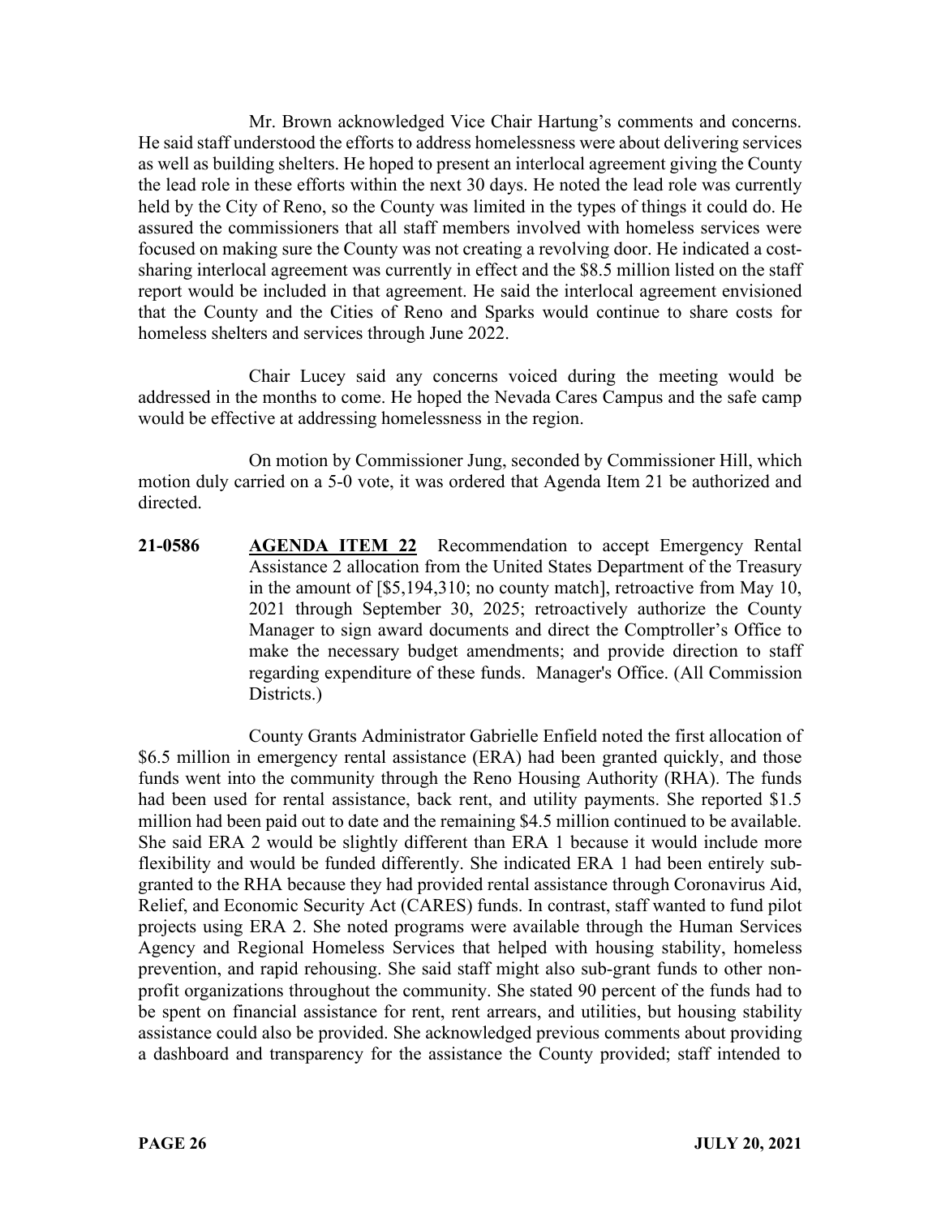Mr. Brown acknowledged Vice Chair Hartung's comments and concerns. He said staff understood the efforts to address homelessness were about delivering services as well as building shelters. He hoped to present an interlocal agreement giving the County the lead role in these efforts within the next 30 days. He noted the lead role was currently held by the City of Reno, so the County was limited in the types of things it could do. He assured the commissioners that all staff members involved with homeless services were focused on making sure the County was not creating a revolving door. He indicated a cost-sharing interlocal agreement was currently in effect and the $8.5 million listed on the staff report would be included in that agreement. He said the interlocal agreement envisioned that the County and the Cities of Reno and Sparks would continue to share costs for homeless shelters and services through June 2022.

Chair Lucey said any concerns voiced during the meeting would be addressed in the months to come. He hoped the Nevada Cares Campus and the safe camp would be effective at addressing homelessness in the region.

On motion by Commissioner Jung, seconded by Commissioner Hill, which motion duly carried on a 5-0 vote, it was ordered that Agenda Item 21 be authorized and directed.

**21-0586** **AGENDA ITEM 22** Recommendation to accept Emergency Rental Assistance 2 allocation from the United States Department of the Treasury in the amount of [$5,194,310; no county match], retroactive from May 10, 2021 through September 30, 2025; retroactively authorize the County Manager to sign award documents and direct the Comptroller's Office to make the necessary budget amendments; and provide direction to staff regarding expenditure of these funds. Manager's Office. (All Commission Districts.)

County Grants Administrator Gabrielle Enfield noted the first allocation of $6.5 million in emergency rental assistance (ERA) had been granted quickly, and those funds went into the community through the Reno Housing Authority (RHA). The funds had been used for rental assistance, back rent, and utility payments. She reported $1.5 million had been paid out to date and the remaining $4.5 million continued to be available. She said ERA 2 would be slightly different than ERA 1 because it would include more flexibility and would be funded differently. She indicated ERA 1 had been entirely sub-granted to the RHA because they had provided rental assistance through Coronavirus Aid, Relief, and Economic Security Act (CARES) funds. In contrast, staff wanted to fund pilot projects using ERA 2. She noted programs were available through the Human Services Agency and Regional Homeless Services that helped with housing stability, homeless prevention, and rapid rehousing. She said staff might also sub-grant funds to other non-profit organizations throughout the community. She stated 90 percent of the funds had to be spent on financial assistance for rent, rent arrears, and utilities, but housing stability assistance could also be provided. She acknowledged previous comments about providing a dashboard and transparency for the assistance the County provided; staff intended to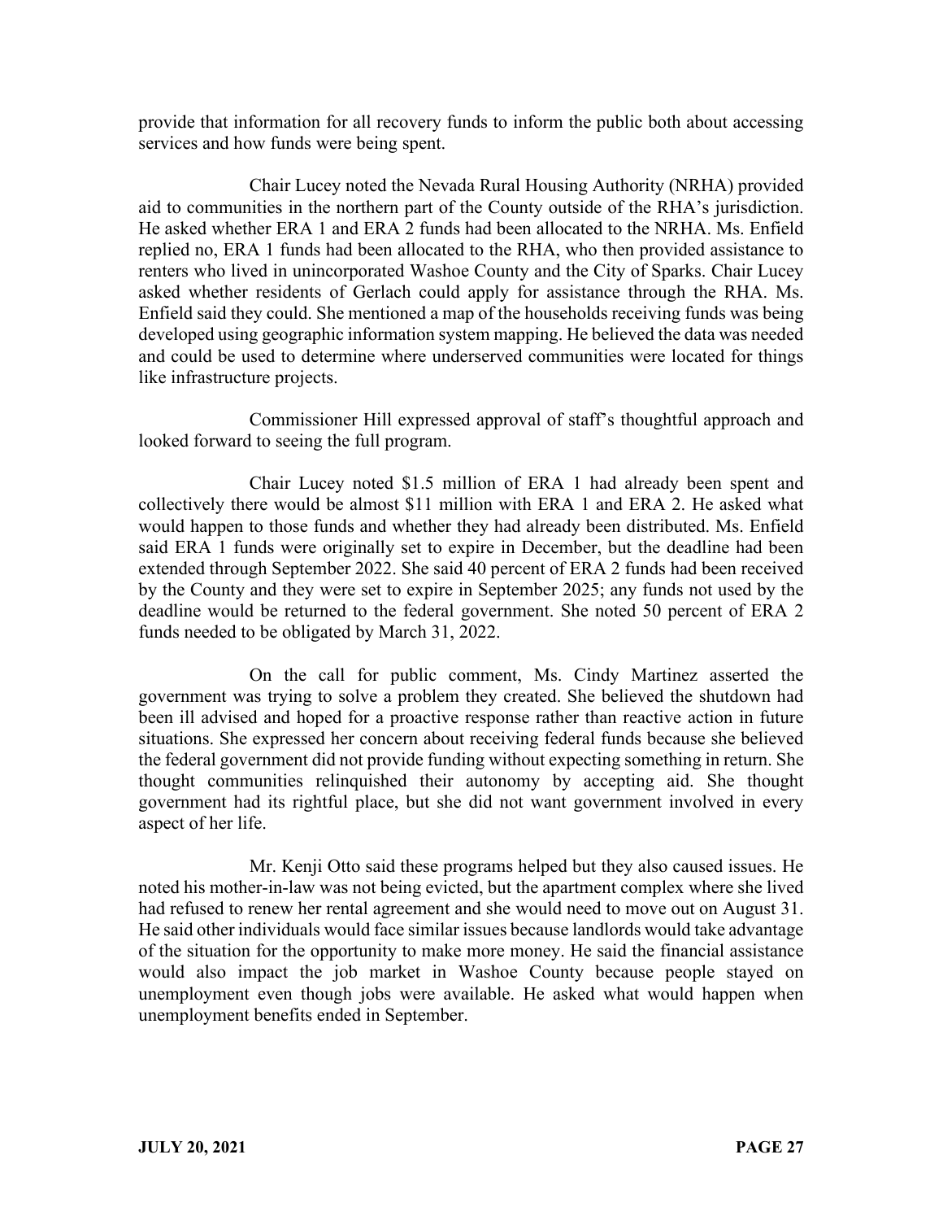provide that information for all recovery funds to inform the public both about accessing services and how funds were being spent.

Chair Lucey noted the Nevada Rural Housing Authority (NRHA) provided aid to communities in the northern part of the County outside of the RHA's jurisdiction. He asked whether ERA 1 and ERA 2 funds had been allocated to the NRHA. Ms. Enfield replied no, ERA 1 funds had been allocated to the RHA, who then provided assistance to renters who lived in unincorporated Washoe County and the City of Sparks. Chair Lucey asked whether residents of Gerlach could apply for assistance through the RHA. Ms. Enfield said they could. She mentioned a map of the households receiving funds was being developed using geographic information system mapping. He believed the data was needed and could be used to determine where underserved communities were located for things like infrastructure projects.

Commissioner Hill expressed approval of staff's thoughtful approach and looked forward to seeing the full program.

Chair Lucey noted \$1.5 million of ERA 1 had already been spent and collectively there would be almost \$11 million with ERA 1 and ERA 2. He asked what would happen to those funds and whether they had already been distributed. Ms. Enfield said ERA 1 funds were originally set to expire in December, but the deadline had been extended through September 2022. She said 40 percent of ERA 2 funds had been received by the County and they were set to expire in September 2025; any funds not used by the deadline would be returned to the federal government. She noted 50 percent of ERA 2 funds needed to be obligated by March 31, 2022.

On the call for public comment, Ms. Cindy Martinez asserted the government was trying to solve a problem they created. She believed the shutdown had been ill advised and hoped for a proactive response rather than reactive action in future situations. She expressed her concern about receiving federal funds because she believed the federal government did not provide funding without expecting something in return. She thought communities relinquished their autonomy by accepting aid. She thought government had its rightful place, but she did not want government involved in every aspect of her life.

Mr. Kenji Otto said these programs helped but they also caused issues. He noted his mother-in-law was not being evicted, but the apartment complex where she lived had refused to renew her rental agreement and she would need to move out on August 31. He said other individuals would face similar issues because landlords would take advantage of the situation for the opportunity to make more money. He said the financial assistance would also impact the job market in Washoe County because people stayed on unemployment even though jobs were available. He asked what would happen when unemployment benefits ended in September.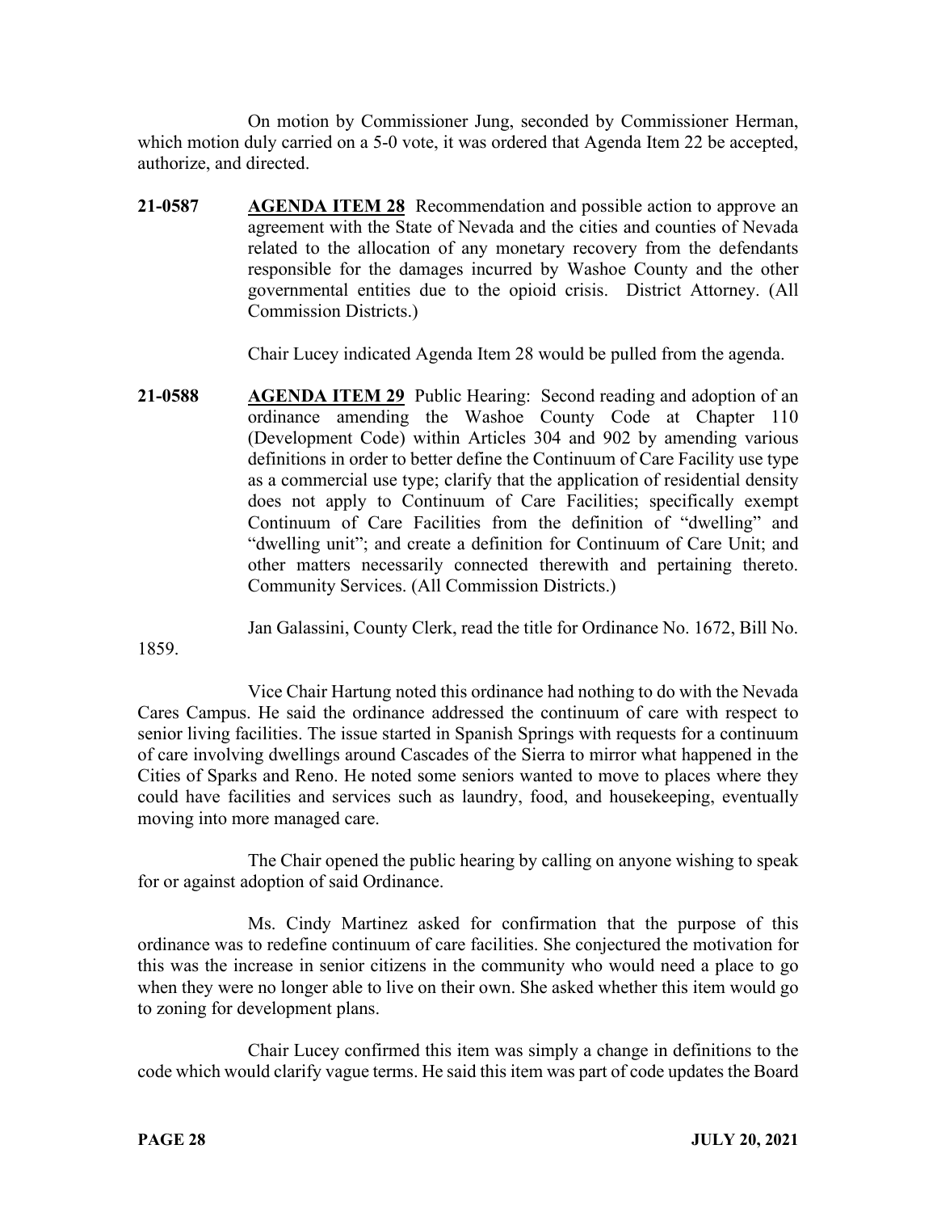On motion by Commissioner Jung, seconded by Commissioner Herman, which motion duly carried on a 5-0 vote, it was ordered that Agenda Item 22 be accepted, authorize, and directed.

**21-0587** **AGENDA ITEM 28** Recommendation and possible action to approve an agreement with the State of Nevada and the cities and counties of Nevada related to the allocation of any monetary recovery from the defendants responsible for the damages incurred by Washoe County and the other governmental entities due to the opioid crisis. District Attorney. (All Commission Districts.)

Chair Lucey indicated Agenda Item 28 would be pulled from the agenda.

**21-0588** **AGENDA ITEM 29** Public Hearing: Second reading and adoption of an ordinance amending the Washoe County Code at Chapter 110 (Development Code) within Articles 304 and 902 by amending various definitions in order to better define the Continuum of Care Facility use type as a commercial use type; clarify that the application of residential density does not apply to Continuum of Care Facilities; specifically exempt Continuum of Care Facilities from the definition of "dwelling" and "dwelling unit"; and create a definition for Continuum of Care Unit; and other matters necessarily connected therewith and pertaining thereto. Community Services. (All Commission Districts.)

Jan Galassini, County Clerk, read the title for Ordinance No. 1672, Bill No. 1859.

Vice Chair Hartung noted this ordinance had nothing to do with the Nevada Cares Campus. He said the ordinance addressed the continuum of care with respect to senior living facilities. The issue started in Spanish Springs with requests for a continuum of care involving dwellings around Cascades of the Sierra to mirror what happened in the Cities of Sparks and Reno. He noted some seniors wanted to move to places where they could have facilities and services such as laundry, food, and housekeeping, eventually moving into more managed care.

The Chair opened the public hearing by calling on anyone wishing to speak for or against adoption of said Ordinance.

Ms. Cindy Martinez asked for confirmation that the purpose of this ordinance was to redefine continuum of care facilities. She conjectured the motivation for this was the increase in senior citizens in the community who would need a place to go when they were no longer able to live on their own. She asked whether this item would go to zoning for development plans.

Chair Lucey confirmed this item was simply a change in definitions to the code which would clarify vague terms. He said this item was part of code updates the Board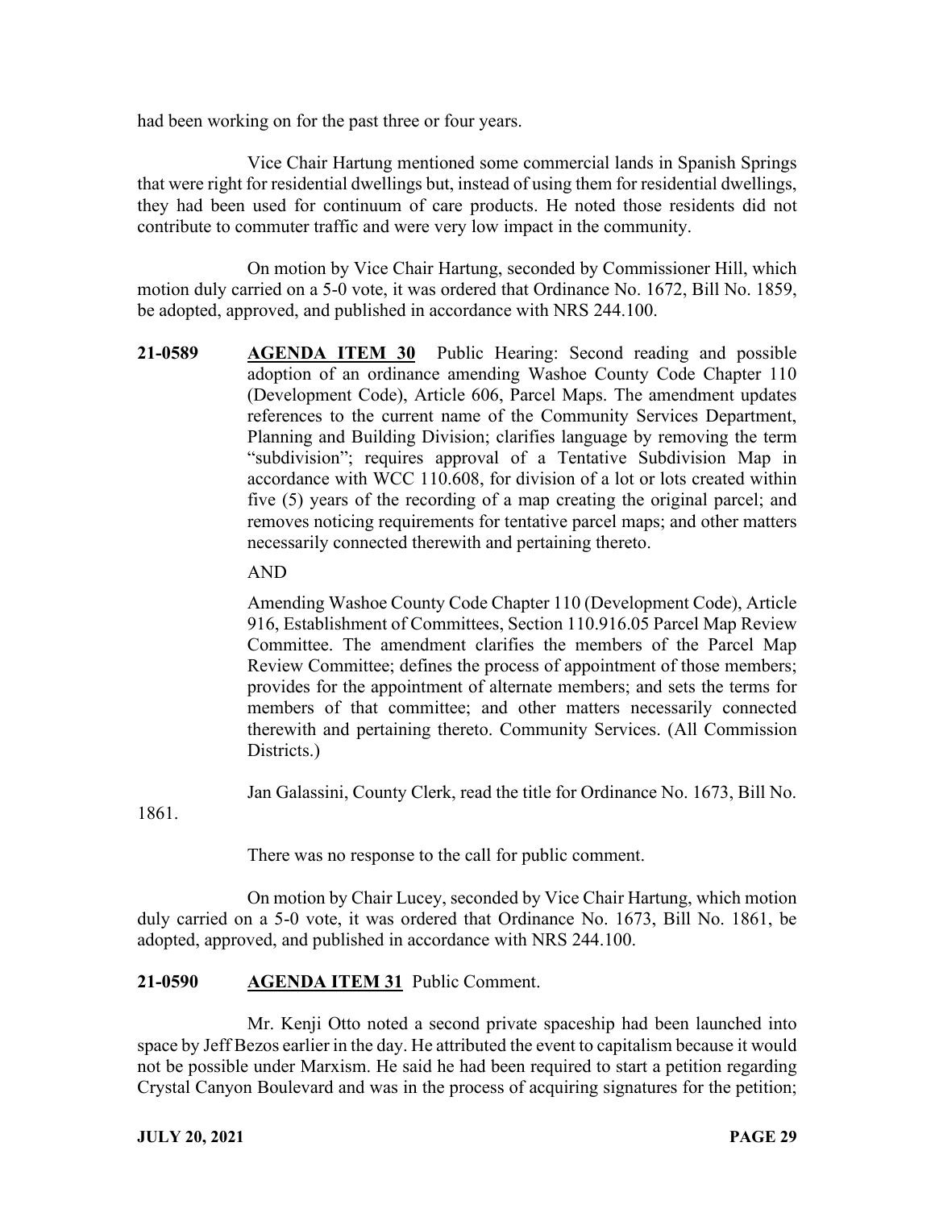had been working on for the past three or four years.

Vice Chair Hartung mentioned some commercial lands in Spanish Springs that were right for residential dwellings but, instead of using them for residential dwellings, they had been used for continuum of care products. He noted those residents did not contribute to commuter traffic and were very low impact in the community.

On motion by Vice Chair Hartung, seconded by Commissioner Hill, which motion duly carried on a 5-0 vote, it was ordered that Ordinance No. 1672, Bill No. 1859, be adopted, approved, and published in accordance with NRS 244.100.

**21-0589** **AGENDA ITEM 30** Public Hearing: Second reading and possible adoption of an ordinance amending Washoe County Code Chapter 110 (Development Code), Article 606, Parcel Maps. The amendment updates references to the current name of the Community Services Department, Planning and Building Division; clarifies language by removing the term "subdivision"; requires approval of a Tentative Subdivision Map in accordance with WCC 110.608, for division of a lot or lots created within five (5) years of the recording of a map creating the original parcel; and removes noticing requirements for tentative parcel maps; and other matters necessarily connected therewith and pertaining thereto.

AND

Amending Washoe County Code Chapter 110 (Development Code), Article 916, Establishment of Committees, Section 110.916.05 Parcel Map Review Committee. The amendment clarifies the members of the Parcel Map Review Committee; defines the process of appointment of those members; provides for the appointment of alternate members; and sets the terms for members of that committee; and other matters necessarily connected therewith and pertaining thereto. Community Services. (All Commission Districts.)

Jan Galassini, County Clerk, read the title for Ordinance No. 1673, Bill No. 1861.

There was no response to the call for public comment.

On motion by Chair Lucey, seconded by Vice Chair Hartung, which motion duly carried on a 5-0 vote, it was ordered that Ordinance No. 1673, Bill No. 1861, be adopted, approved, and published in accordance with NRS 244.100.

**21-0590** **AGENDA ITEM 31** Public Comment.

Mr. Kenji Otto noted a second private spaceship had been launched into space by Jeff Bezos earlier in the day. He attributed the event to capitalism because it would not be possible under Marxism. He said he had been required to start a petition regarding Crystal Canyon Boulevard and was in the process of acquiring signatures for the petition;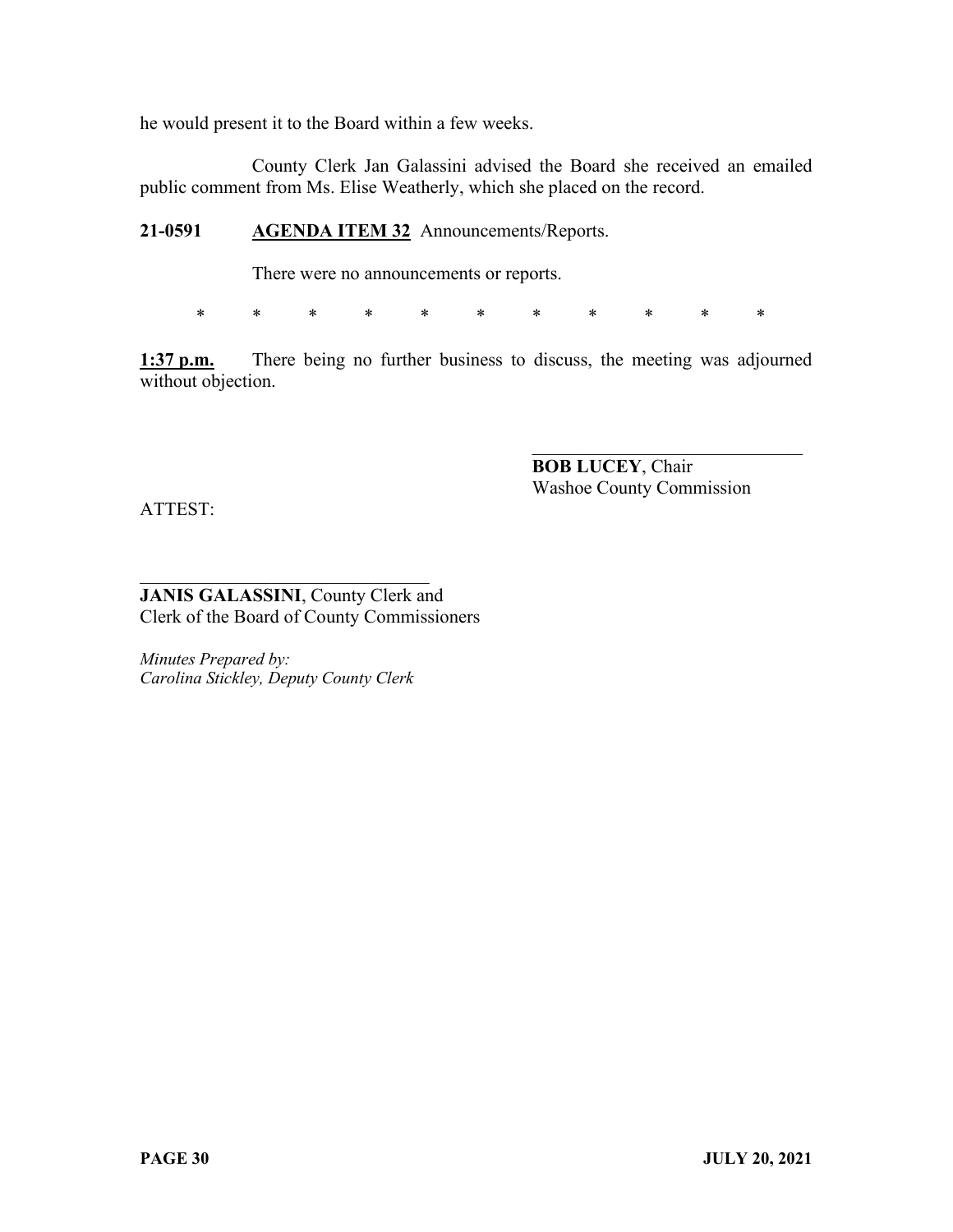he would present it to the Board within a few weeks.

County Clerk Jan Galassini advised the Board she received an emailed public comment from Ms. Elise Weatherly, which she placed on the record.

**21-0591** **AGENDA ITEM 32** Announcements/Reports.

There were no announcements or reports.

\* \* \* \* \* \* \* \* \* \* \*

**1:37 p.m.** There being no further business to discuss, the meeting was adjourned without objection.

\_\_\_\_\_\_\_\_\_\_\_\_\_\_\_\_\_\_\_\_\_\_\_\_\_\_\_\_

**BOB LUCEY**, Chair
Washoe County Commission

ATTEST:

\_\_\_\_\_\_\_\_\_\_\_\_\_\_\_\_\_\_\_\_\_\_\_\_\_\_\_\_

**JANIS GALASSINI**, County Clerk and
Clerk of the Board of County Commissioners

*Minutes Prepared by:*
*Carolina Stickley, Deputy County Clerk*